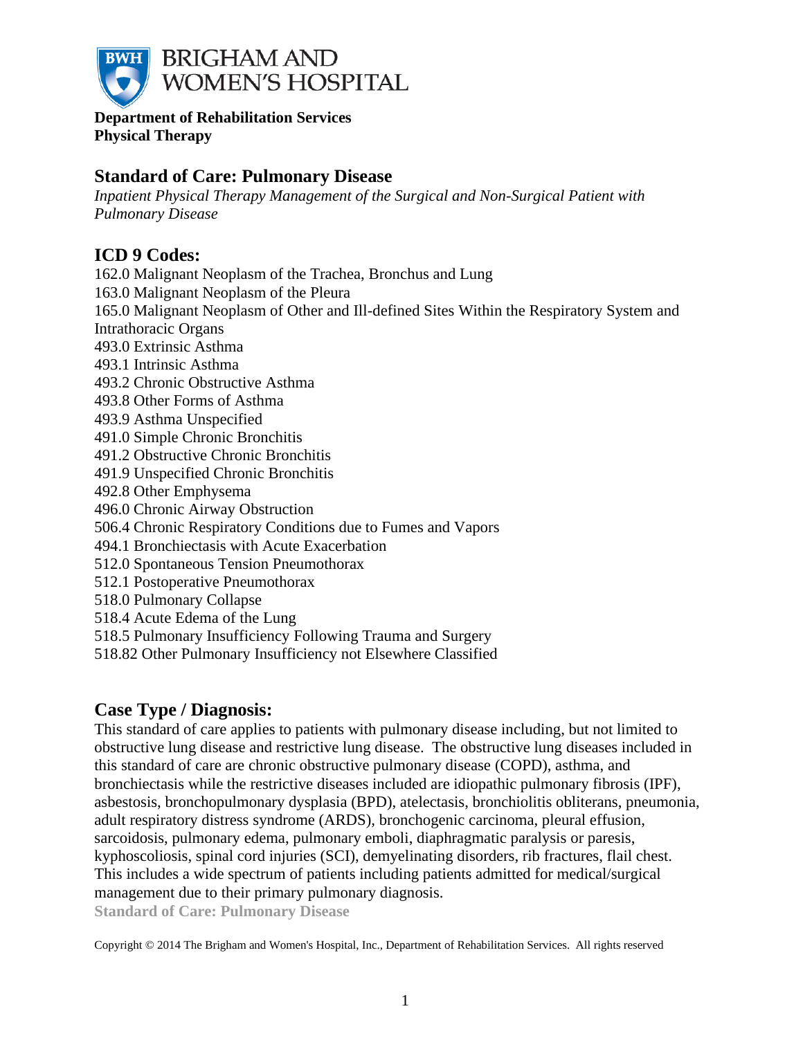# BRIGHAM AND WOMEN'S HOSPITAL

**Department of Rehabilitation Services**
**Physical Therapy**

## Standard of Care: Pulmonary Disease

*Inpatient Physical Therapy Management of the Surgical and Non-Surgical Patient with Pulmonary Disease*

## ICD 9 Codes:

162.0 Malignant Neoplasm of the Trachea, Bronchus and Lung
163.0 Malignant Neoplasm of the Pleura
165.0 Malignant Neoplasm of Other and Ill-defined Sites Within the Respiratory System and Intrathoracic Organs
493.0 Extrinsic Asthma
493.1 Intrinsic Asthma
493.2 Chronic Obstructive Asthma
493.8 Other Forms of Asthma
493.9 Asthma Unspecified
491.0 Simple Chronic Bronchitis
491.2 Obstructive Chronic Bronchitis
491.9 Unspecified Chronic Bronchitis
492.8 Other Emphysema
496.0 Chronic Airway Obstruction
506.4 Chronic Respiratory Conditions due to Fumes and Vapors
494.1 Bronchiectasis with Acute Exacerbation
512.0 Spontaneous Tension Pneumothorax
512.1 Postoperative Pneumothorax
518.0 Pulmonary Collapse
518.4 Acute Edema of the Lung
518.5 Pulmonary Insufficiency Following Trauma and Surgery
518.82 Other Pulmonary Insufficiency not Elsewhere Classified

## Case Type / Diagnosis:

This standard of care applies to patients with pulmonary disease including, but not limited to obstructive lung disease and restrictive lung disease. The obstructive lung diseases included in this standard of care are chronic obstructive pulmonary disease (COPD), asthma, and bronchiectasis while the restrictive diseases included are idiopathic pulmonary fibrosis (IPF), asbestosis, bronchopulmonary dysplasia (BPD), atelectasis, bronchiolitis obliterans, pneumonia, adult respiratory distress syndrome (ARDS), bronchogenic carcinoma, pleural effusion, sarcoidosis, pulmonary edema, pulmonary emboli, diaphragmatic paralysis or paresis, kyphoscoliosis, spinal cord injuries (SCI), demyelinating disorders, rib fractures, flail chest. This includes a wide spectrum of patients including patients admitted for medical/surgical management due to their primary pulmonary diagnosis.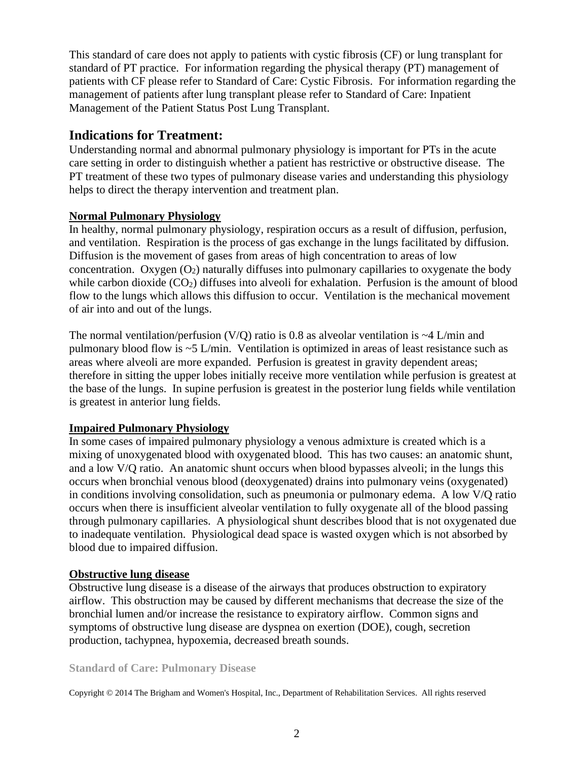This standard of care does not apply to patients with cystic fibrosis (CF) or lung transplant for standard of PT practice. For information regarding the physical therapy (PT) management of patients with CF please refer to Standard of Care: Cystic Fibrosis. For information regarding the management of patients after lung transplant please refer to Standard of Care: Inpatient Management of the Patient Status Post Lung Transplant.

## Indications for Treatment:

Understanding normal and abnormal pulmonary physiology is important for PTs in the acute care setting in order to distinguish whether a patient has restrictive or obstructive disease. The PT treatment of these two types of pulmonary disease varies and understanding this physiology helps to direct the therapy intervention and treatment plan.

### Normal Pulmonary Physiology

In healthy, normal pulmonary physiology, respiration occurs as a result of diffusion, perfusion, and ventilation. Respiration is the process of gas exchange in the lungs facilitated by diffusion. Diffusion is the movement of gases from areas of high concentration to areas of low concentration. Oxygen ($O_2$) naturally diffuses into pulmonary capillaries to oxygenate the body while carbon dioxide ($CO_2$) diffuses into alveoli for exhalation. Perfusion is the amount of blood flow to the lungs which allows this diffusion to occur. Ventilation is the mechanical movement of air into and out of the lungs.

The normal ventilation/perfusion (V/Q) ratio is 0.8 as alveolar ventilation is ~4 L/min and pulmonary blood flow is ~5 L/min. Ventilation is optimized in areas of least resistance such as areas where alveoli are more expanded. Perfusion is greatest in gravity dependent areas; therefore in sitting the upper lobes initially receive more ventilation while perfusion is greatest at the base of the lungs. In supine perfusion is greatest in the posterior lung fields while ventilation is greatest in anterior lung fields.

### Impaired Pulmonary Physiology

In some cases of impaired pulmonary physiology a venous admixture is created which is a mixing of unoxygenated blood with oxygenated blood. This has two causes: an anatomic shunt, and a low V/Q ratio. An anatomic shunt occurs when blood bypasses alveoli; in the lungs this occurs when bronchial venous blood (deoxygenated) drains into pulmonary veins (oxygenated) in conditions involving consolidation, such as pneumonia or pulmonary edema. A low V/Q ratio occurs when there is insufficient alveolar ventilation to fully oxygenate all of the blood passing through pulmonary capillaries. A physiological shunt describes blood that is not oxygenated due to inadequate ventilation. Physiological dead space is wasted oxygen which is not absorbed by blood due to impaired diffusion.

### Obstructive lung disease

Obstructive lung disease is a disease of the airways that produces obstruction to expiratory airflow. This obstruction may be caused by different mechanisms that decrease the size of the bronchial lumen and/or increase the resistance to expiratory airflow. Common signs and symptoms of obstructive lung disease are dyspnea on exertion (DOE), cough, secretion production, tachypnea, hypoxemia, decreased breath sounds.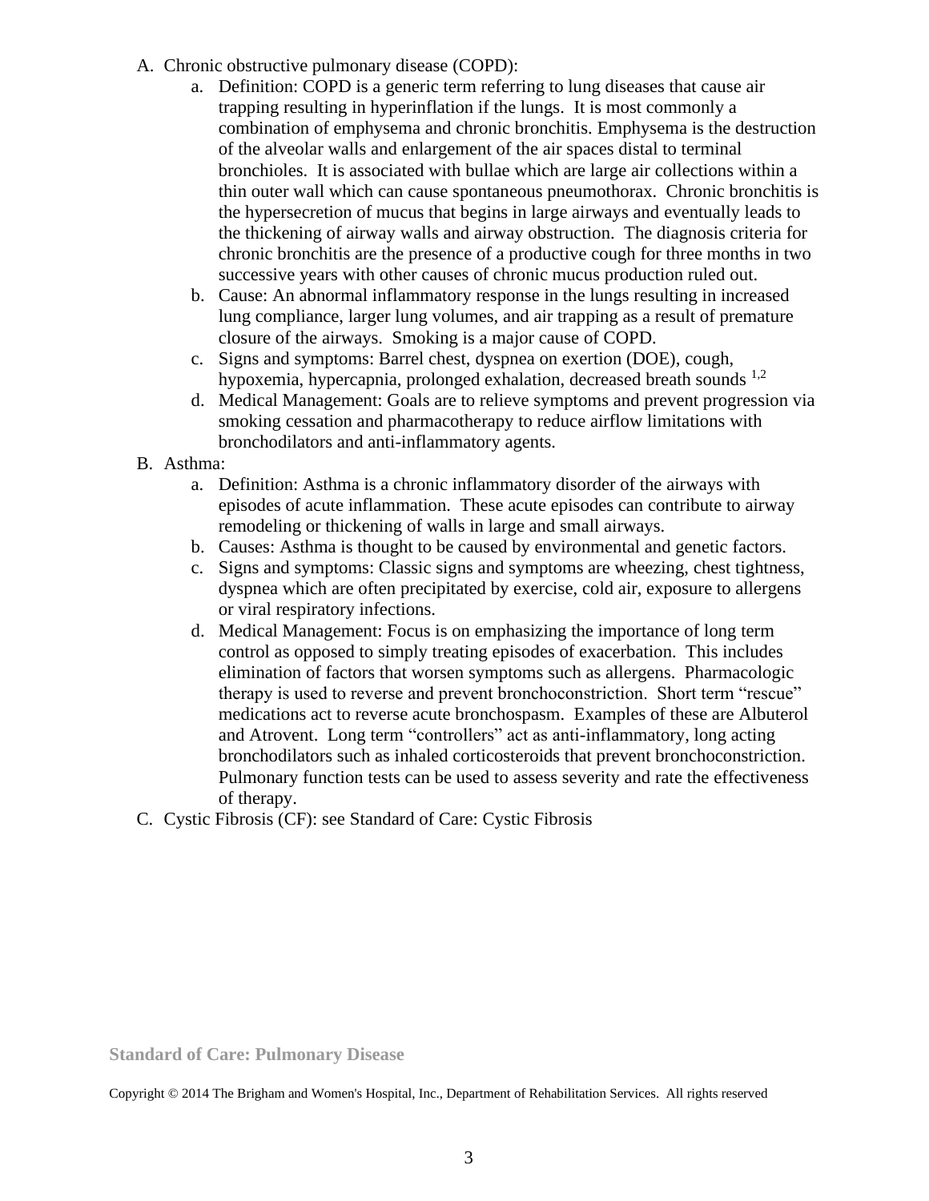A. Chronic obstructive pulmonary disease (COPD):
   a. Definition: COPD is a generic term referring to lung diseases that cause air trapping resulting in hyperinflation if the lungs. It is most commonly a combination of emphysema and chronic bronchitis. Emphysema is the destruction of the alveolar walls and enlargement of the air spaces distal to terminal bronchioles. It is associated with bullae which are large air collections within a thin outer wall which can cause spontaneous pneumothorax. Chronic bronchitis is the hypersecretion of mucus that begins in large airways and eventually leads to the thickening of airway walls and airway obstruction. The diagnosis criteria for chronic bronchitis are the presence of a productive cough for three months in two successive years with other causes of chronic mucus production ruled out.
   b. Cause: An abnormal inflammatory response in the lungs resulting in increased lung compliance, larger lung volumes, and air trapping as a result of premature closure of the airways. Smoking is a major cause of COPD.
   c. Signs and symptoms: Barrel chest, dyspnea on exertion (DOE), cough, hypoxemia, hypercapnia, prolonged exhalation, decreased breath sounds [1,2]
   d. Medical Management: Goals are to relieve symptoms and prevent progression via smoking cessation and pharmacotherapy to reduce airflow limitations with bronchodilators and anti-inflammatory agents.

B. Asthma:
   a. Definition: Asthma is a chronic inflammatory disorder of the airways with episodes of acute inflammation. These acute episodes can contribute to airway remodeling or thickening of walls in large and small airways.
   b. Causes: Asthma is thought to be caused by environmental and genetic factors.
   c. Signs and symptoms: Classic signs and symptoms are wheezing, chest tightness, dyspnea which are often precipitated by exercise, cold air, exposure to allergens or viral respiratory infections.
   d. Medical Management: Focus is on emphasizing the importance of long term control as opposed to simply treating episodes of exacerbation. This includes elimination of factors that worsen symptoms such as allergens. Pharmacologic therapy is used to reverse and prevent bronchoconstriction. Short term "rescue" medications act to reverse acute bronchospasm. Examples of these are Albuterol and Atrovent. Long term "controllers" act as anti-inflammatory, long acting bronchodilators such as inhaled corticosteroids that prevent bronchoconstriction. Pulmonary function tests can be used to assess severity and rate the effectiveness of therapy.

C. Cystic Fibrosis (CF): see Standard of Care: Cystic Fibrosis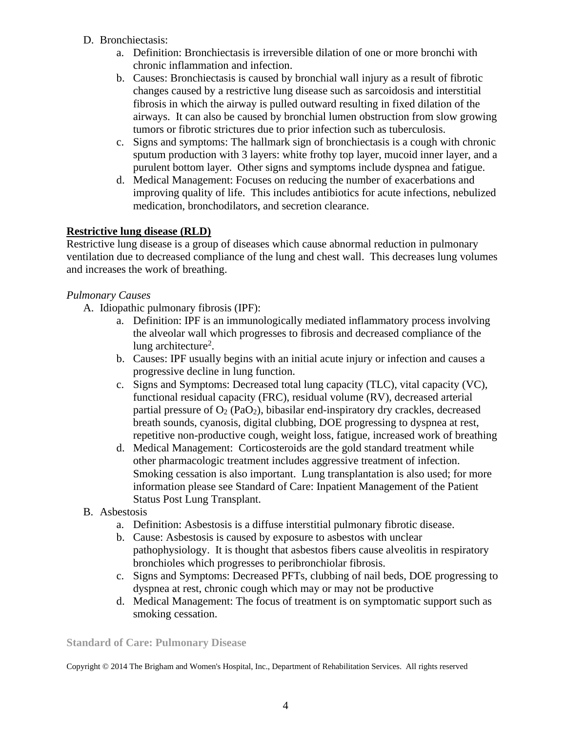D. Bronchiectasis:
   a. Definition: Bronchiectasis is irreversible dilation of one or more bronchi with chronic inflammation and infection.
   b. Causes: Bronchiectasis is caused by bronchial wall injury as a result of fibrotic changes caused by a restrictive lung disease such as sarcoidosis and interstitial fibrosis in which the airway is pulled outward resulting in fixed dilation of the airways. It can also be caused by bronchial lumen obstruction from slow growing tumors or fibrotic strictures due to prior infection such as tuberculosis.
   c. Signs and symptoms: The hallmark sign of bronchiectasis is a cough with chronic sputum production with 3 layers: white frothy top layer, mucoid inner layer, and a purulent bottom layer. Other signs and symptoms include dyspnea and fatigue.
   d. Medical Management: Focuses on reducing the number of exacerbations and improving quality of life. This includes antibiotics for acute infections, nebulized medication, bronchodilators, and secretion clearance.

**Restrictive lung disease (RLD)**

Restrictive lung disease is a group of diseases which cause abnormal reduction in pulmonary ventilation due to decreased compliance of the lung and chest wall. This decreases lung volumes and increases the work of breathing.

*Pulmonary Causes*

A. Idiopathic pulmonary fibrosis (IPF):
   a. Definition: IPF is an immunologically mediated inflammatory process involving the alveolar wall which progresses to fibrosis and decreased compliance of the lung architecture[2].
   b. Causes: IPF usually begins with an initial acute injury or infection and causes a progressive decline in lung function.
   c. Signs and Symptoms: Decreased total lung capacity (TLC), vital capacity (VC), functional residual capacity (FRC), residual volume (RV), decreased arterial partial pressure of $O_2$ ($PaO_2$), bibasilar end-inspiratory dry crackles, decreased breath sounds, cyanosis, digital clubbing, DOE progressing to dyspnea at rest, repetitive non-productive cough, weight loss, fatigue, increased work of breathing
   d. Medical Management: Corticosteroids are the gold standard treatment while other pharmacologic treatment includes aggressive treatment of infection. Smoking cessation is also important. Lung transplantation is also used; for more information please see Standard of Care: Inpatient Management of the Patient Status Post Lung Transplant.

B. Asbestosis
   a. Definition: Asbestosis is a diffuse interstitial pulmonary fibrotic disease.
   b. Cause: Asbestosis is caused by exposure to asbestos with unclear pathophysiology. It is thought that asbestos fibers cause alveolitis in respiratory bronchioles which progresses to peribronchiolar fibrosis.
   c. Signs and Symptoms: Decreased PFTs, clubbing of nail beds, DOE progressing to dyspnea at rest, chronic cough which may or may not be productive
   d. Medical Management: The focus of treatment is on symptomatic support such as smoking cessation.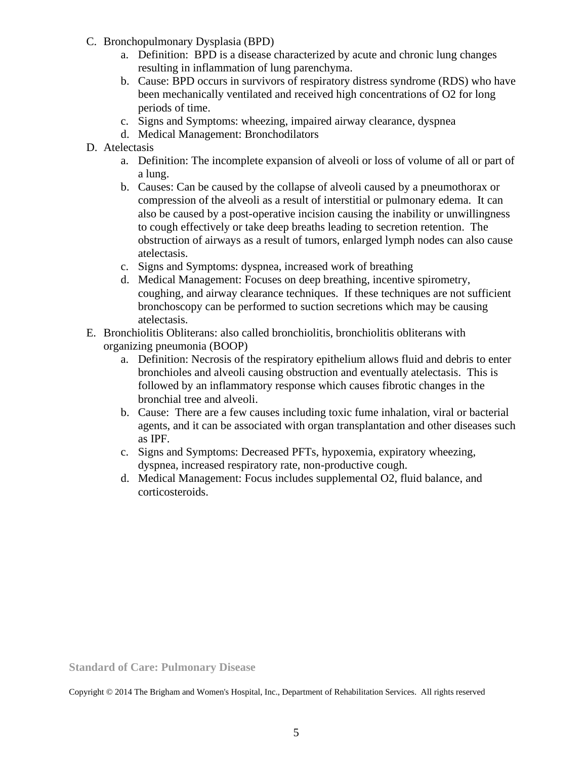C. Bronchopulmonary Dysplasia (BPD)

   a. Definition: BPD is a disease characterized by acute and chronic lung changes resulting in inflammation of lung parenchyma.
   b. Cause: BPD occurs in survivors of respiratory distress syndrome (RDS) who have been mechanically ventilated and received high concentrations of O2 for long periods of time.
   c. Signs and Symptoms: wheezing, impaired airway clearance, dyspnea
   d. Medical Management: Bronchodilators

D. Atelectasis

   a. Definition: The incomplete expansion of alveoli or loss of volume of all or part of a lung.
   b. Causes: Can be caused by the collapse of alveoli caused by a pneumothorax or compression of the alveoli as a result of interstitial or pulmonary edema. It can also be caused by a post-operative incision causing the inability or unwillingness to cough effectively or take deep breaths leading to secretion retention. The obstruction of airways as a result of tumors, enlarged lymph nodes can also cause atelectasis.
   c. Signs and Symptoms: dyspnea, increased work of breathing
   d. Medical Management: Focuses on deep breathing, incentive spirometry, coughing, and airway clearance techniques. If these techniques are not sufficient bronchoscopy can be performed to suction secretions which may be causing atelectasis.

E. Bronchiolitis Obliterans: also called bronchiolitis, bronchiolitis obliterans with organizing pneumonia (BOOP)

   a. Definition: Necrosis of the respiratory epithelium allows fluid and debris to enter bronchioles and alveoli causing obstruction and eventually atelectasis. This is followed by an inflammatory response which causes fibrotic changes in the bronchial tree and alveoli.
   b. Cause: There are a few causes including toxic fume inhalation, viral or bacterial agents, and it can be associated with organ transplantation and other diseases such as IPF.
   c. Signs and Symptoms: Decreased PFTs, hypoxemia, expiratory wheezing, dyspnea, increased respiratory rate, non-productive cough.
   d. Medical Management: Focus includes supplemental O2, fluid balance, and corticosteroids.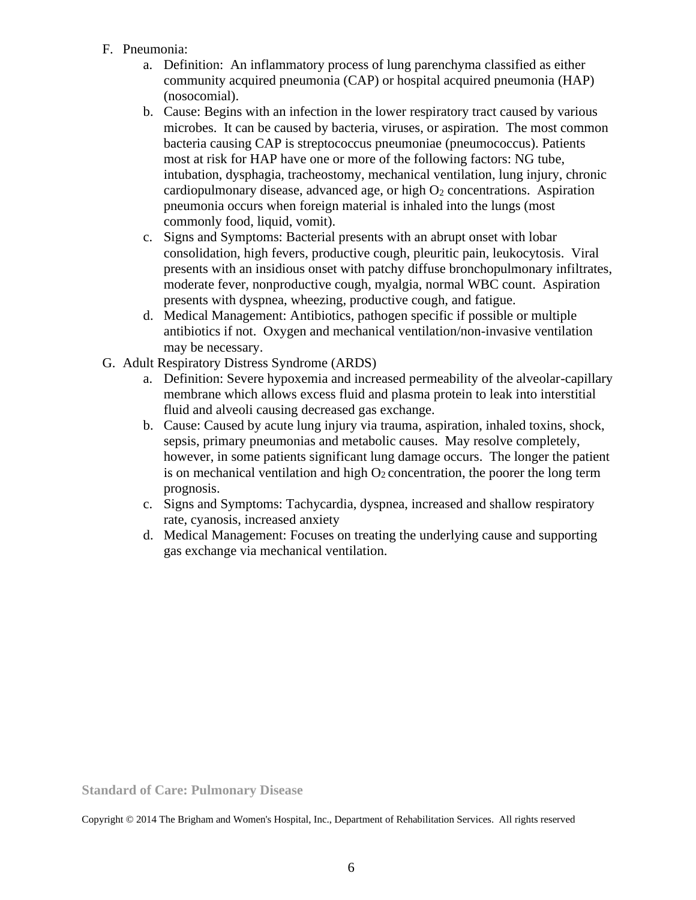F. Pneumonia:
   a. Definition: An inflammatory process of lung parenchyma classified as either community acquired pneumonia (CAP) or hospital acquired pneumonia (HAP) (nosocomial).
   b. Cause: Begins with an infection in the lower respiratory tract caused by various microbes. It can be caused by bacteria, viruses, or aspiration. The most common bacteria causing CAP is streptococcus pneumoniae (pneumococcus). Patients most at risk for HAP have one or more of the following factors: NG tube, intubation, dysphagia, tracheostomy, mechanical ventilation, lung injury, chronic cardiopulmonary disease, advanced age, or high $O_2$ concentrations. Aspiration pneumonia occurs when foreign material is inhaled into the lungs (most commonly food, liquid, vomit).
   c. Signs and Symptoms: Bacterial presents with an abrupt onset with lobar consolidation, high fevers, productive cough, pleuritic pain, leukocytosis. Viral presents with an insidious onset with patchy diffuse bronchopulmonary infiltrates, moderate fever, nonproductive cough, myalgia, normal WBC count. Aspiration presents with dyspnea, wheezing, productive cough, and fatigue.
   d. Medical Management: Antibiotics, pathogen specific if possible or multiple antibiotics if not. Oxygen and mechanical ventilation/non-invasive ventilation may be necessary.

G. Adult Respiratory Distress Syndrome (ARDS)
   a. Definition: Severe hypoxemia and increased permeability of the alveolar-capillary membrane which allows excess fluid and plasma protein to leak into interstitial fluid and alveoli causing decreased gas exchange.
   b. Cause: Caused by acute lung injury via trauma, aspiration, inhaled toxins, shock, sepsis, primary pneumonias and metabolic causes. May resolve completely, however, in some patients significant lung damage occurs. The longer the patient is on mechanical ventilation and high $O_2$ concentration, the poorer the long term prognosis.
   c. Signs and Symptoms: Tachycardia, dyspnea, increased and shallow respiratory rate, cyanosis, increased anxiety
   d. Medical Management: Focuses on treating the underlying cause and supporting gas exchange via mechanical ventilation.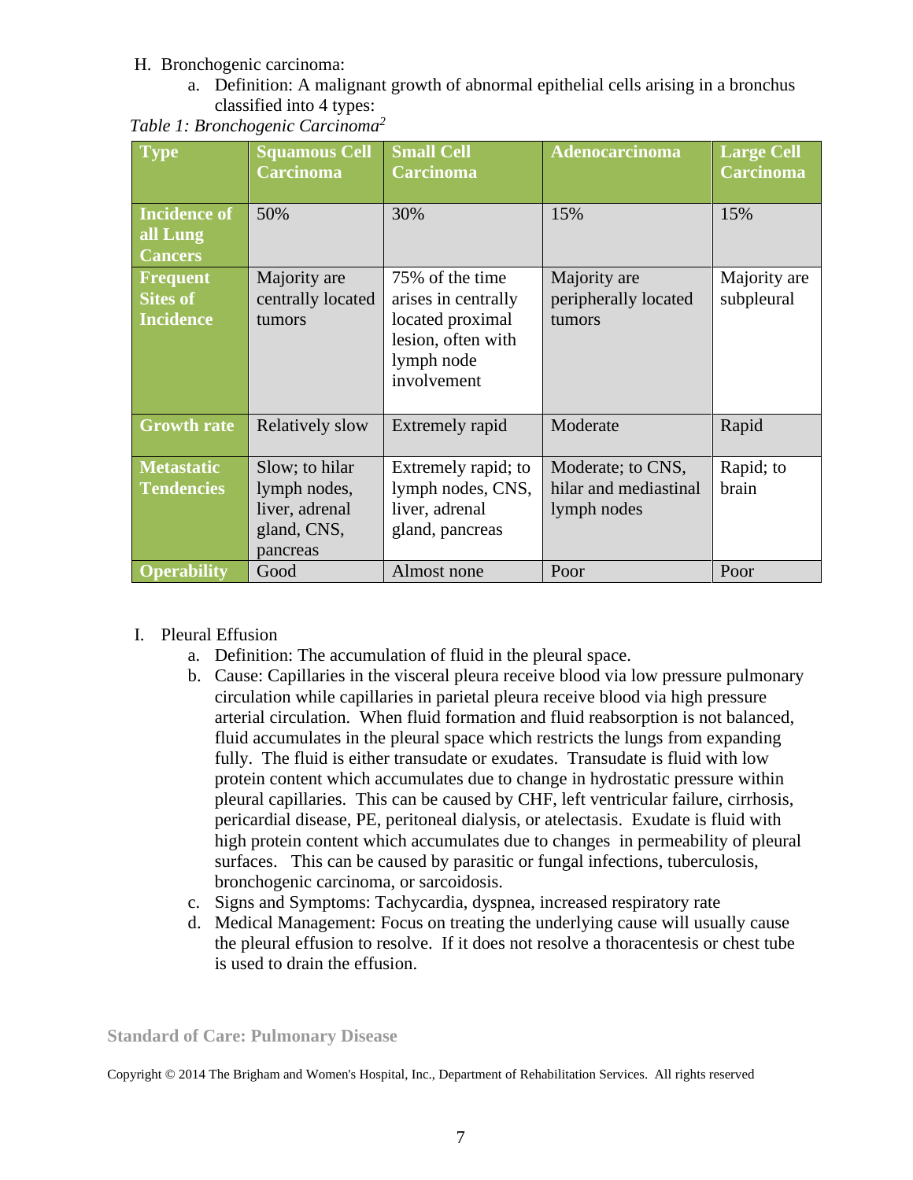H. Bronchogenic carcinoma:

a. Definition: A malignant growth of abnormal epithelial cells arising in a bronchus classified into 4 types:

*Table 1: Bronchogenic Carcinoma*[2]

| Type | Squamous Cell Carcinoma | Small Cell Carcinoma | Adenocarcinoma | Large Cell Carcinoma |
|---|---|---|---|---|
| Incidence of all Lung Cancers | 50% | 30% | 15% | 15% |
| Frequent Sites of Incidence | Majority are centrally located tumors | 75% of the time arises in centrally located proximal lesion, often with lymph node involvement | Majority are peripherally located tumors | Majority are subpleural |
| Growth rate | Relatively slow | Extremely rapid | Moderate | Rapid |
| Metastatic Tendencies | Slow; to hilar lymph nodes, liver, adrenal gland, CNS, pancreas | Extremely rapid; to lymph nodes, CNS, liver, adrenal gland, pancreas | Moderate; to CNS, hilar and mediastinal lymph nodes | Rapid; to brain |
| Operability | Good | Almost none | Poor | Poor |

I. Pleural Effusion

a. Definition: The accumulation of fluid in the pleural space.

b. Cause: Capillaries in the visceral pleura receive blood via low pressure pulmonary circulation while capillaries in parietal pleura receive blood via high pressure arterial circulation. When fluid formation and fluid reabsorption is not balanced, fluid accumulates in the pleural space which restricts the lungs from expanding fully. The fluid is either transudate or exudates. Transudate is fluid with low protein content which accumulates due to change in hydrostatic pressure within pleural capillaries. This can be caused by CHF, left ventricular failure, cirrhosis, pericardial disease, PE, peritoneal dialysis, or atelectasis. Exudate is fluid with high protein content which accumulates due to changes in permeability of pleural surfaces. This can be caused by parasitic or fungal infections, tuberculosis, bronchogenic carcinoma, or sarcoidosis.

c. Signs and Symptoms: Tachycardia, dyspnea, increased respiratory rate

d. Medical Management: Focus on treating the underlying cause will usually cause the pleural effusion to resolve. If it does not resolve a thoracentesis or chest tube is used to drain the effusion.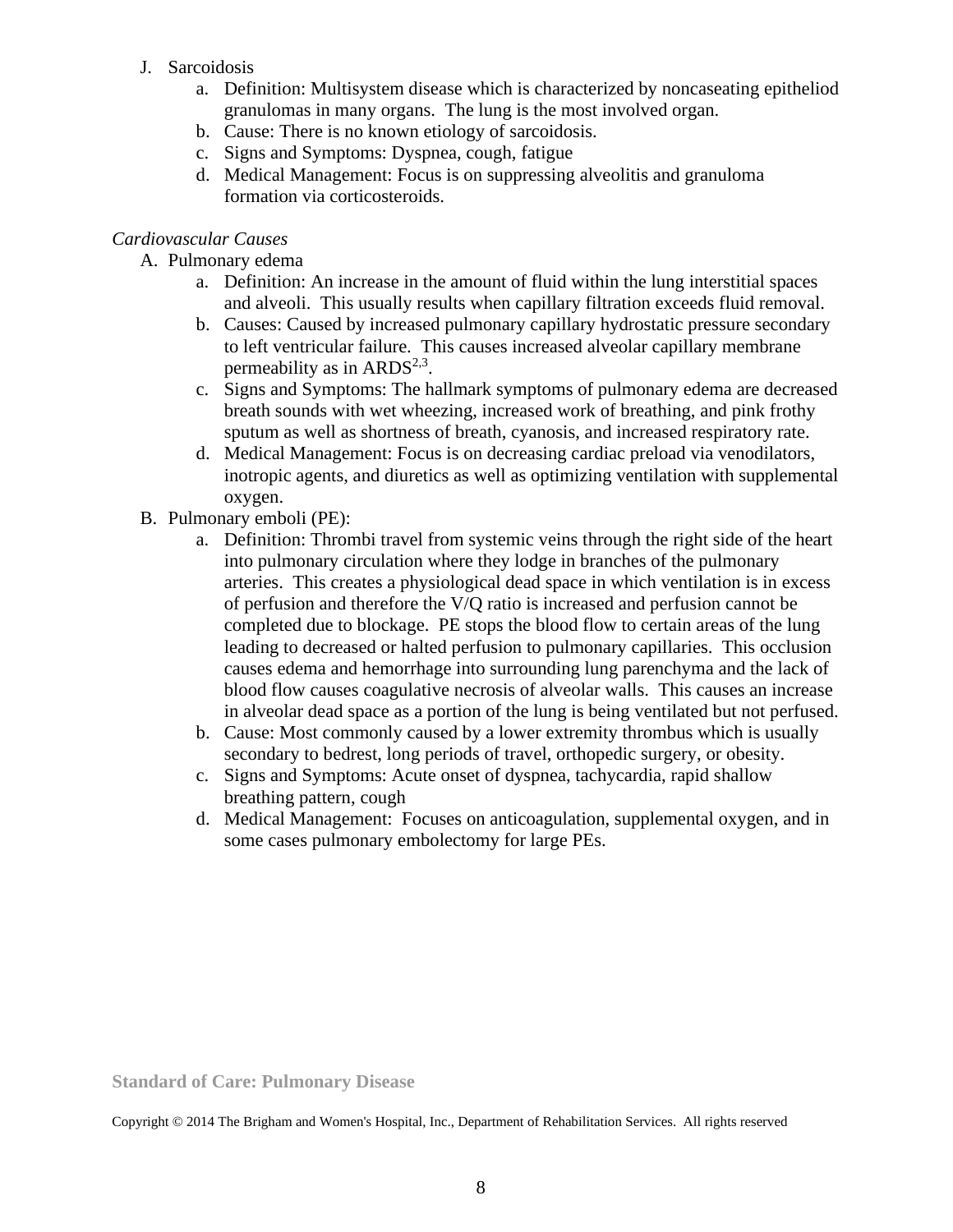J. Sarcoidosis
    a. Definition: Multisystem disease which is characterized by noncaseating epitheliod granulomas in many organs. The lung is the most involved organ.
    b. Cause: There is no known etiology of sarcoidosis.
    c. Signs and Symptoms: Dyspnea, cough, fatigue
    d. Medical Management: Focus is on suppressing alveolitis and granuloma formation via corticosteroids.

*Cardiovascular Causes*

A. Pulmonary edema
    a. Definition: An increase in the amount of fluid within the lung interstitial spaces and alveoli. This usually results when capillary filtration exceeds fluid removal.
    b. Causes: Caused by increased pulmonary capillary hydrostatic pressure secondary to left ventricular failure. This causes increased alveolar capillary membrane permeability as in ARDS[2,3].
    c. Signs and Symptoms: The hallmark symptoms of pulmonary edema are decreased breath sounds with wet wheezing, increased work of breathing, and pink frothy sputum as well as shortness of breath, cyanosis, and increased respiratory rate.
    d. Medical Management: Focus is on decreasing cardiac preload via venodilators, inotropic agents, and diuretics as well as optimizing ventilation with supplemental oxygen.

B. Pulmonary emboli (PE):
    a. Definition: Thrombi travel from systemic veins through the right side of the heart into pulmonary circulation where they lodge in branches of the pulmonary arteries. This creates a physiological dead space in which ventilation is in excess of perfusion and therefore the V/Q ratio is increased and perfusion cannot be completed due to blockage. PE stops the blood flow to certain areas of the lung leading to decreased or halted perfusion to pulmonary capillaries. This occlusion causes edema and hemorrhage into surrounding lung parenchyma and the lack of blood flow causes coagulative necrosis of alveolar walls. This causes an increase in alveolar dead space as a portion of the lung is being ventilated but not perfused.
    b. Cause: Most commonly caused by a lower extremity thrombus which is usually secondary to bedrest, long periods of travel, orthopedic surgery, or obesity.
    c. Signs and Symptoms: Acute onset of dyspnea, tachycardia, rapid shallow breathing pattern, cough
    d. Medical Management: Focuses on anticoagulation, supplemental oxygen, and in some cases pulmonary embolectomy for large PEs.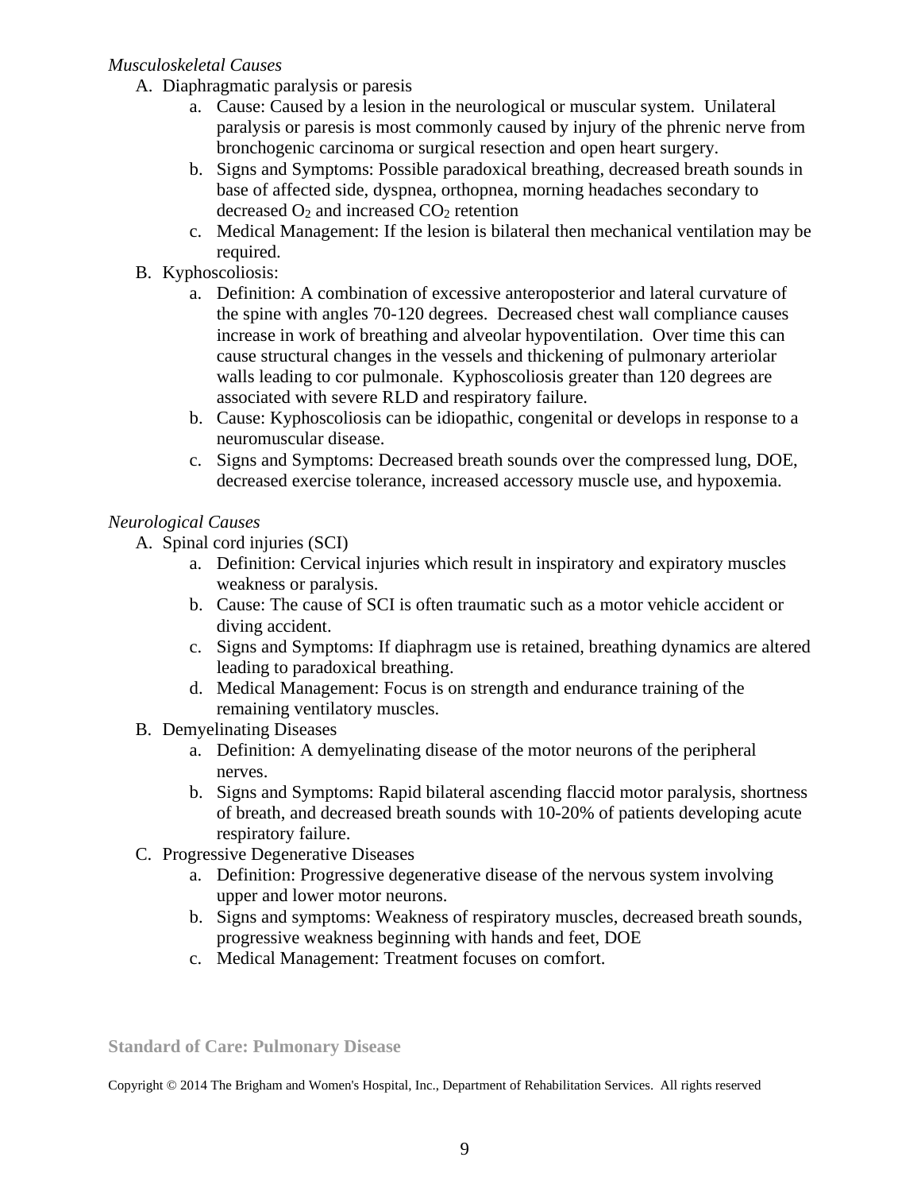*Musculoskeletal Causes*

A. Diaphragmatic paralysis or paresis
   a. Cause: Caused by a lesion in the neurological or muscular system. Unilateral paralysis or paresis is most commonly caused by injury of the phrenic nerve from bronchogenic carcinoma or surgical resection and open heart surgery.
   b. Signs and Symptoms: Possible paradoxical breathing, decreased breath sounds in base of affected side, dyspnea, orthopnea, morning headaches secondary to decreased $O_2$ and increased $CO_2$ retention
   c. Medical Management: If the lesion is bilateral then mechanical ventilation may be required.
B. Kyphoscoliosis:
   a. Definition: A combination of excessive anteroposterior and lateral curvature of the spine with angles 70-120 degrees. Decreased chest wall compliance causes increase in work of breathing and alveolar hypoventilation. Over time this can cause structural changes in the vessels and thickening of pulmonary arteriolar walls leading to cor pulmonale. Kyphoscoliosis greater than 120 degrees are associated with severe RLD and respiratory failure.
   b. Cause: Kyphoscoliosis can be idiopathic, congenital or develops in response to a neuromuscular disease.
   c. Signs and Symptoms: Decreased breath sounds over the compressed lung, DOE, decreased exercise tolerance, increased accessory muscle use, and hypoxemia.

*Neurological Causes*

A. Spinal cord injuries (SCI)
   a. Definition: Cervical injuries which result in inspiratory and expiratory muscles weakness or paralysis.
   b. Cause: The cause of SCI is often traumatic such as a motor vehicle accident or diving accident.
   c. Signs and Symptoms: If diaphragm use is retained, breathing dynamics are altered leading to paradoxical breathing.
   d. Medical Management: Focus is on strength and endurance training of the remaining ventilatory muscles.
B. Demyelinating Diseases
   a. Definition: A demyelinating disease of the motor neurons of the peripheral nerves.
   b. Signs and Symptoms: Rapid bilateral ascending flaccid motor paralysis, shortness of breath, and decreased breath sounds with 10-20% of patients developing acute respiratory failure.
C. Progressive Degenerative Diseases
   a. Definition: Progressive degenerative disease of the nervous system involving upper and lower motor neurons.
   b. Signs and symptoms: Weakness of respiratory muscles, decreased breath sounds, progressive weakness beginning with hands and feet, DOE
   c. Medical Management: Treatment focuses on comfort.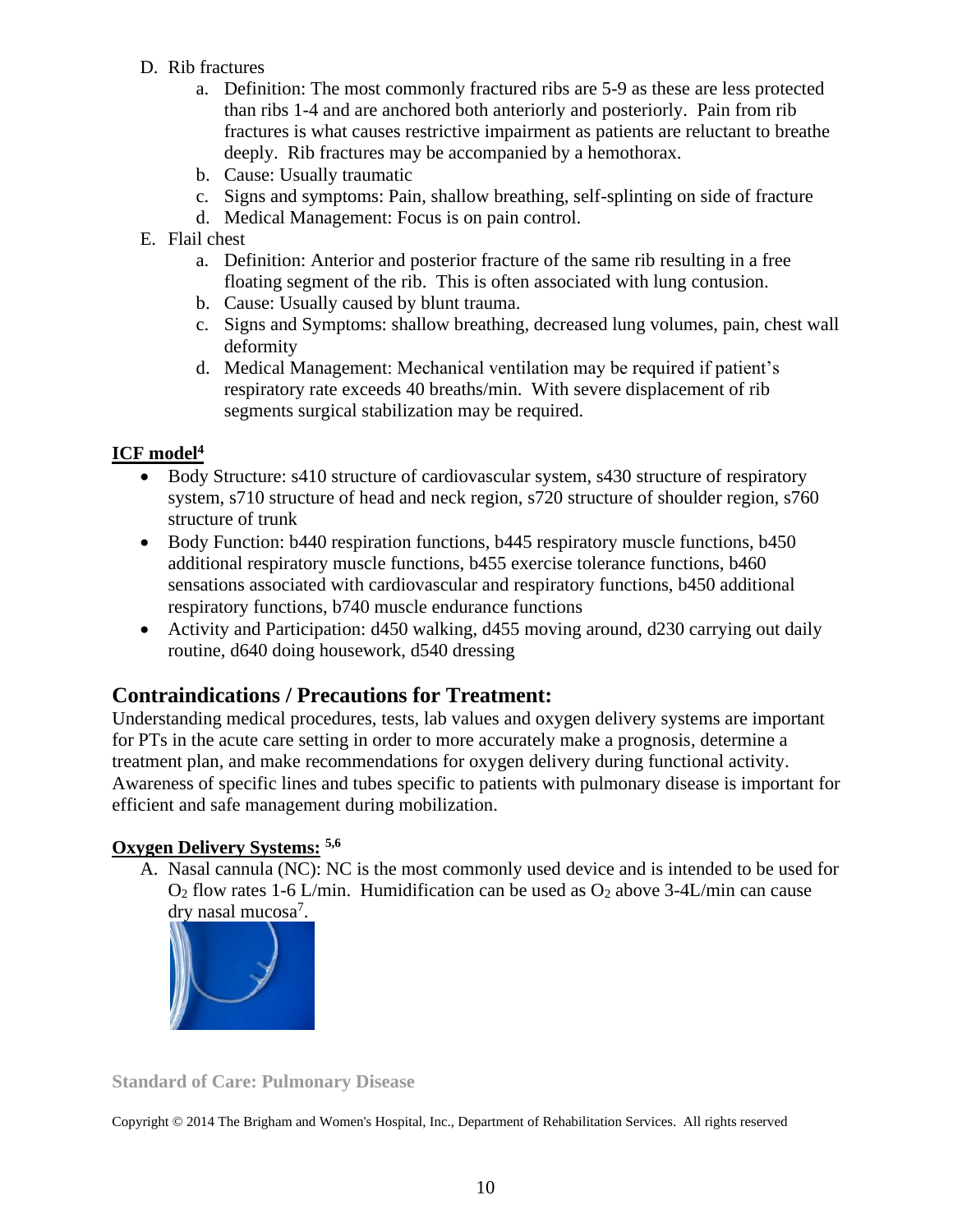D. Rib fractures
   a. Definition: The most commonly fractured ribs are 5-9 as these are less protected than ribs 1-4 and are anchored both anteriorly and posteriorly. Pain from rib fractures is what causes restrictive impairment as patients are reluctant to breathe deeply. Rib fractures may be accompanied by a hemothorax.
   b. Cause: Usually traumatic
   c. Signs and symptoms: Pain, shallow breathing, self-splinting on side of fracture
   d. Medical Management: Focus is on pain control.

E. Flail chest
   a. Definition: Anterior and posterior fracture of the same rib resulting in a free floating segment of the rib. This is often associated with lung contusion.
   b. Cause: Usually caused by blunt trauma.
   c. Signs and Symptoms: shallow breathing, decreased lung volumes, pain, chest wall deformity
   d. Medical Management: Mechanical ventilation may be required if patient's respiratory rate exceeds 40 breaths/min. With severe displacement of rib segments surgical stabilization may be required.

**ICF model[4]**

- Body Structure: s410 structure of cardiovascular system, s430 structure of respiratory system, s710 structure of head and neck region, s720 structure of shoulder region, s760 structure of trunk
- Body Function: b440 respiration functions, b445 respiratory muscle functions, b450 additional respiratory muscle functions, b455 exercise tolerance functions, b460 sensations associated with cardiovascular and respiratory functions, b450 additional respiratory functions, b740 muscle endurance functions
- Activity and Participation: d450 walking, d455 moving around, d230 carrying out daily routine, d640 doing housework, d540 dressing

## Contraindications / Precautions for Treatment:

Understanding medical procedures, tests, lab values and oxygen delivery systems are important for PTs in the acute care setting in order to more accurately make a prognosis, determine a treatment plan, and make recommendations for oxygen delivery during functional activity. Awareness of specific lines and tubes specific to patients with pulmonary disease is important for efficient and safe management during mobilization.

**Oxygen Delivery Systems: [5,6]**

A. Nasal cannula (NC): NC is the most commonly used device and is intended to be used for $O_2$ flow rates 1-6 L/min. Humidification can be used as $O_2$ above 3-4L/min can cause dry nasal mucosa[7].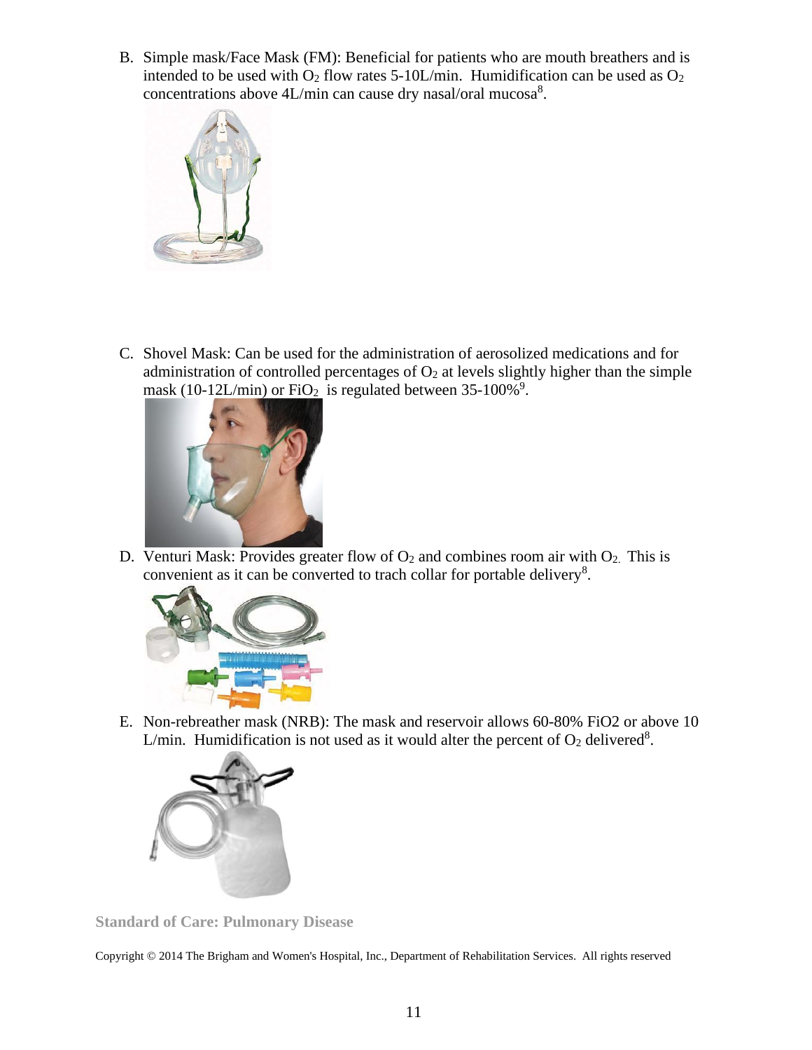B. Simple mask/Face Mask (FM): Beneficial for patients who are mouth breathers and is intended to be used with $O_2$ flow rates 5-10L/min. Humidification can be used as $O_2$ concentrations above 4L/min can cause dry nasal/oral mucosa[8].

C. Shovel Mask: Can be used for the administration of aerosolized medications and for administration of controlled percentages of $O_2$ at levels slightly higher than the simple mask (10-12L/min) or $FiO_2$ is regulated between 35-100%[9].

D. Venturi Mask: Provides greater flow of $O_2$ and combines room air with $O_2$. This is convenient as it can be converted to trach collar for portable delivery[8].

E. Non-rebreather mask (NRB): The mask and reservoir allows 60-80% FiO2 or above 10 L/min. Humidification is not used as it would alter the percent of $O_2$ delivered[8].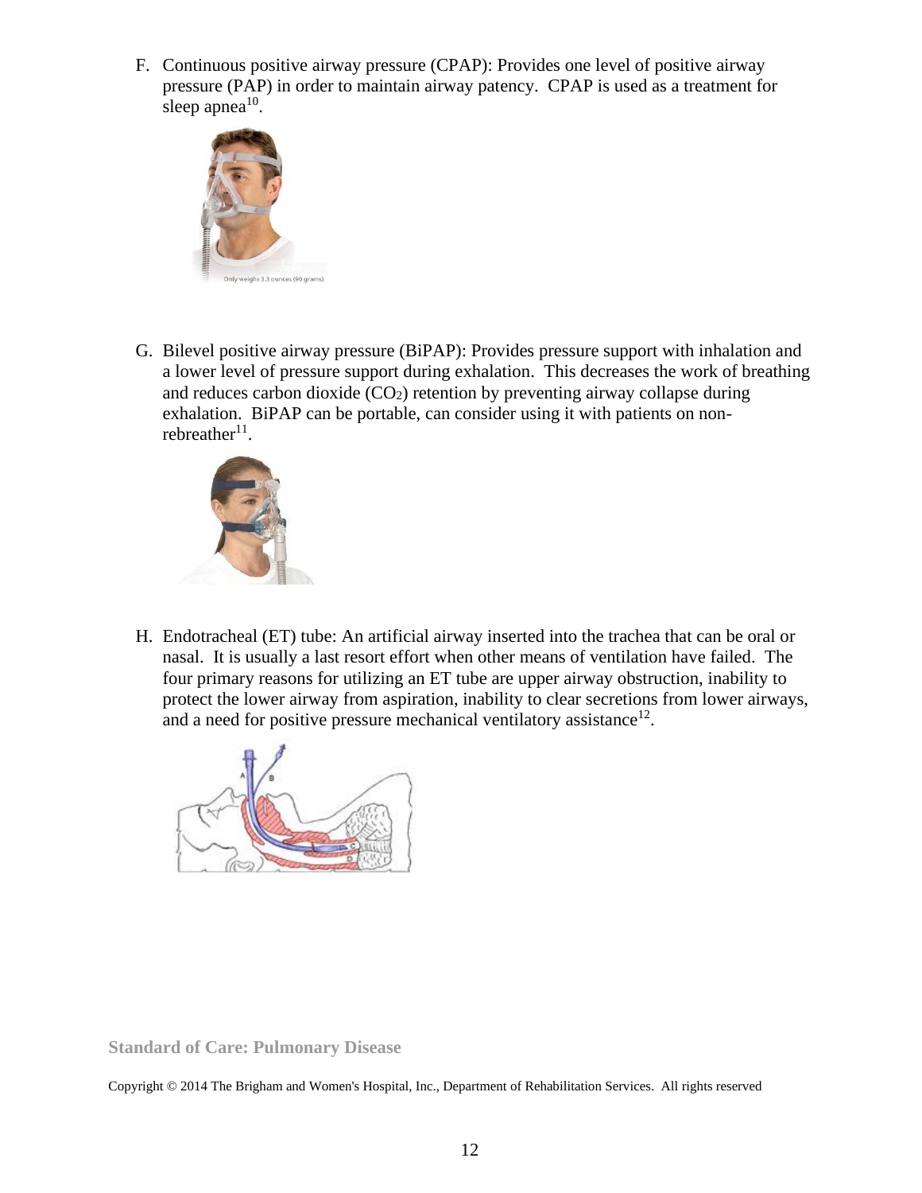F. Continuous positive airway pressure (CPAP): Provides one level of positive airway pressure (PAP) in order to maintain airway patency. CPAP is used as a treatment for sleep apnea[10].

G. Bilevel positive airway pressure (BiPAP): Provides pressure support with inhalation and a lower level of pressure support during exhalation. This decreases the work of breathing and reduces carbon dioxide ($CO_2$) retention by preventing airway collapse during exhalation. BiPAP can be portable, can consider using it with patients on non-rebreather[11].

H. Endotracheal (ET) tube: An artificial airway inserted into the trachea that can be oral or nasal. It is usually a last resort effort when other means of ventilation have failed. The four primary reasons for utilizing an ET tube are upper airway obstruction, inability to protect the lower airway from aspiration, inability to clear secretions from lower airways, and a need for positive pressure mechanical ventilatory assistance[12].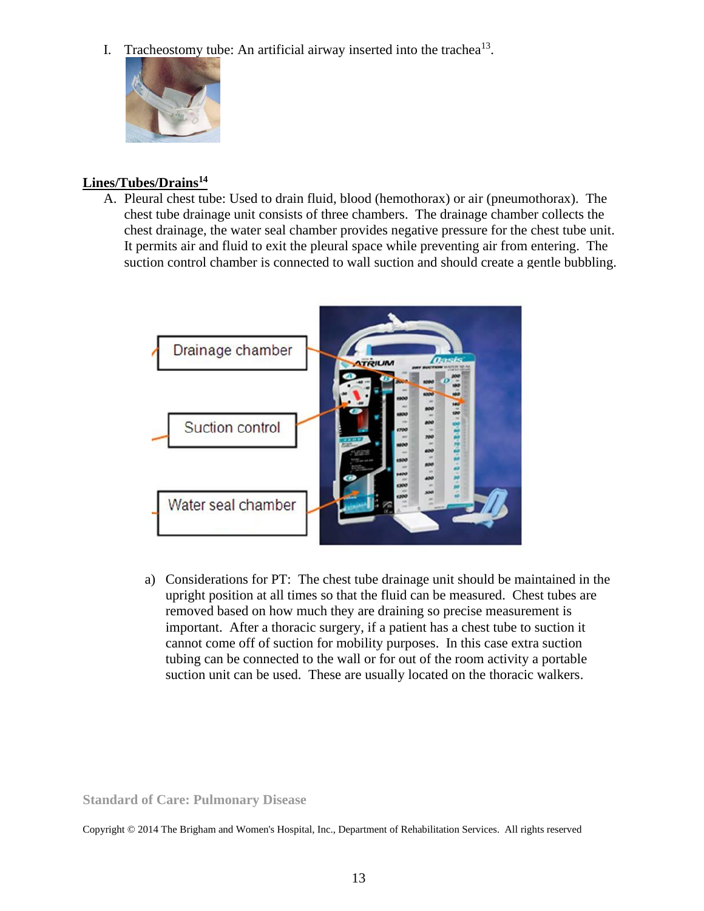I. Tracheostomy tube: An artificial airway inserted into the trachea[13].

**Lines/Tubes/Drains[14]**

A. Pleural chest tube: Used to drain fluid, blood (hemothorax) or air (pneumothorax). The chest tube drainage unit consists of three chambers. The drainage chamber collects the chest drainage, the water seal chamber provides negative pressure for the chest tube unit. It permits air and fluid to exit the pleural space while preventing air from entering. The suction control chamber is connected to wall suction and should create a gentle bubbling.

Drainage chamber

Suction control

Water seal chamber

a) Considerations for PT: The chest tube drainage unit should be maintained in the upright position at all times so that the fluid can be measured. Chest tubes are removed based on how much they are draining so precise measurement is important. After a thoracic surgery, if a patient has a chest tube to suction it cannot come off of suction for mobility purposes. In this case extra suction tubing can be connected to the wall or for out of the room activity a portable suction unit can be used. These are usually located on the thoracic walkers.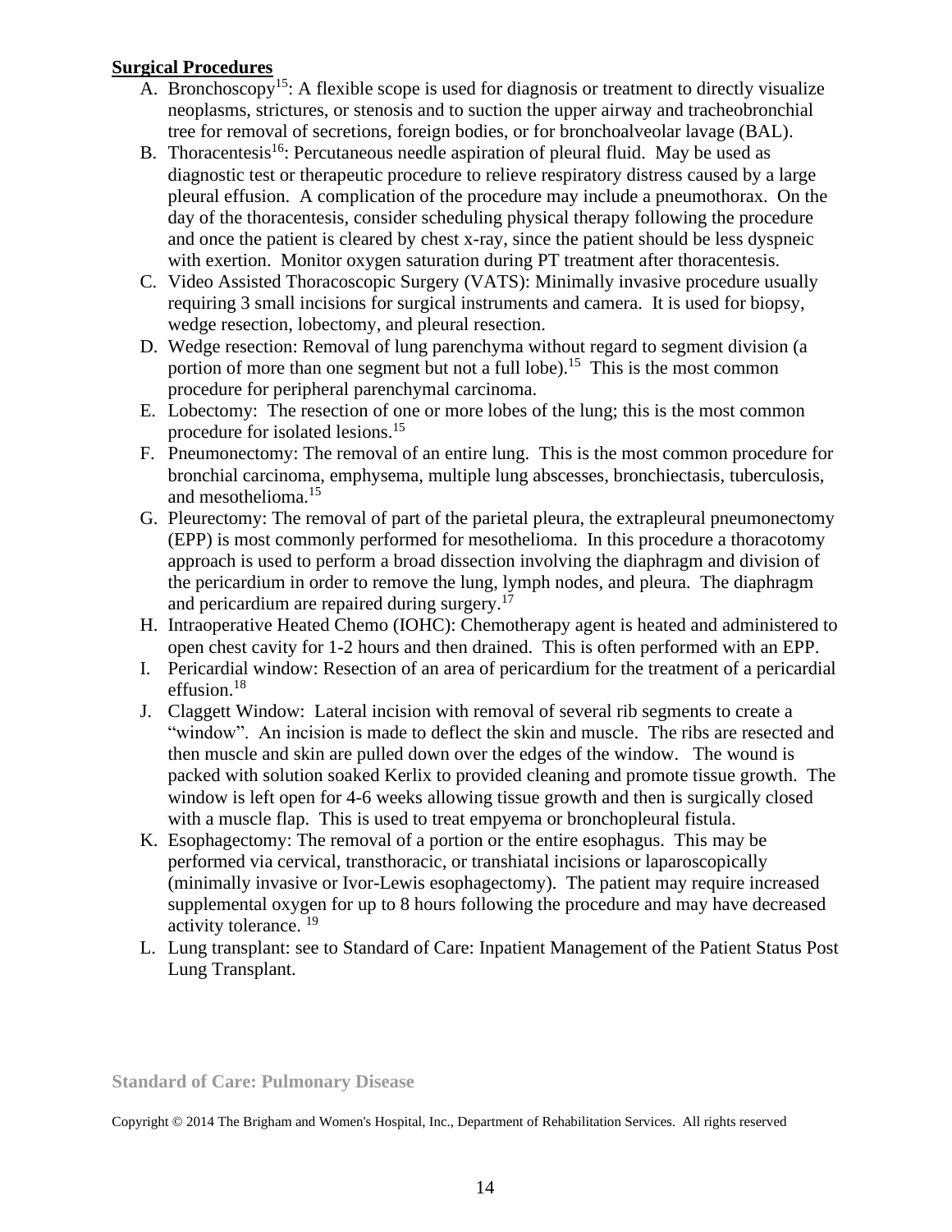**Surgical Procedures**

A. Bronchoscopy[15]: A flexible scope is used for diagnosis or treatment to directly visualize neoplasms, strictures, or stenosis and to suction the upper airway and tracheobronchial tree for removal of secretions, foreign bodies, or for bronchoalveolar lavage (BAL).
B. Thoracentesis[16]: Percutaneous needle aspiration of pleural fluid. May be used as diagnostic test or therapeutic procedure to relieve respiratory distress caused by a large pleural effusion. A complication of the procedure may include a pneumothorax. On the day of the thoracentesis, consider scheduling physical therapy following the procedure and once the patient is cleared by chest x-ray, since the patient should be less dyspneic with exertion. Monitor oxygen saturation during PT treatment after thoracentesis.
C. Video Assisted Thoracoscopic Surgery (VATS): Minimally invasive procedure usually requiring 3 small incisions for surgical instruments and camera. It is used for biopsy, wedge resection, lobectomy, and pleural resection.
D. Wedge resection: Removal of lung parenchyma without regard to segment division (a portion of more than one segment but not a full lobe).[15] This is the most common procedure for peripheral parenchymal carcinoma.
E. Lobectomy: The resection of one or more lobes of the lung; this is the most common procedure for isolated lesions.[15]
F. Pneumonectomy: The removal of an entire lung. This is the most common procedure for bronchial carcinoma, emphysema, multiple lung abscesses, bronchiectasis, tuberculosis, and mesothelioma.[15]
G. Pleurectomy: The removal of part of the parietal pleura, the extrapleural pneumonectomy (EPP) is most commonly performed for mesothelioma. In this procedure a thoracotomy approach is used to perform a broad dissection involving the diaphragm and division of the pericardium in order to remove the lung, lymph nodes, and pleura. The diaphragm and pericardium are repaired during surgery.[17]
H. Intraoperative Heated Chemo (IOHC): Chemotherapy agent is heated and administered to open chest cavity for 1-2 hours and then drained. This is often performed with an EPP.
I. Pericardial window: Resection of an area of pericardium for the treatment of a pericardial effusion.[18]
J. Claggett Window: Lateral incision with removal of several rib segments to create a "window". An incision is made to deflect the skin and muscle. The ribs are resected and then muscle and skin are pulled down over the edges of the window. The wound is packed with solution soaked Kerlix to provided cleaning and promote tissue growth. The window is left open for 4-6 weeks allowing tissue growth and then is surgically closed with a muscle flap. This is used to treat empyema or bronchopleural fistula.
K. Esophagectomy: The removal of a portion or the entire esophagus. This may be performed via cervical, transthoracic, or transhiatal incisions or laparoscopically (minimally invasive or Ivor-Lewis esophagectomy). The patient may require increased supplemental oxygen for up to 8 hours following the procedure and may have decreased activity tolerance.[19]
L. Lung transplant: see to Standard of Care: Inpatient Management of the Patient Status Post Lung Transplant.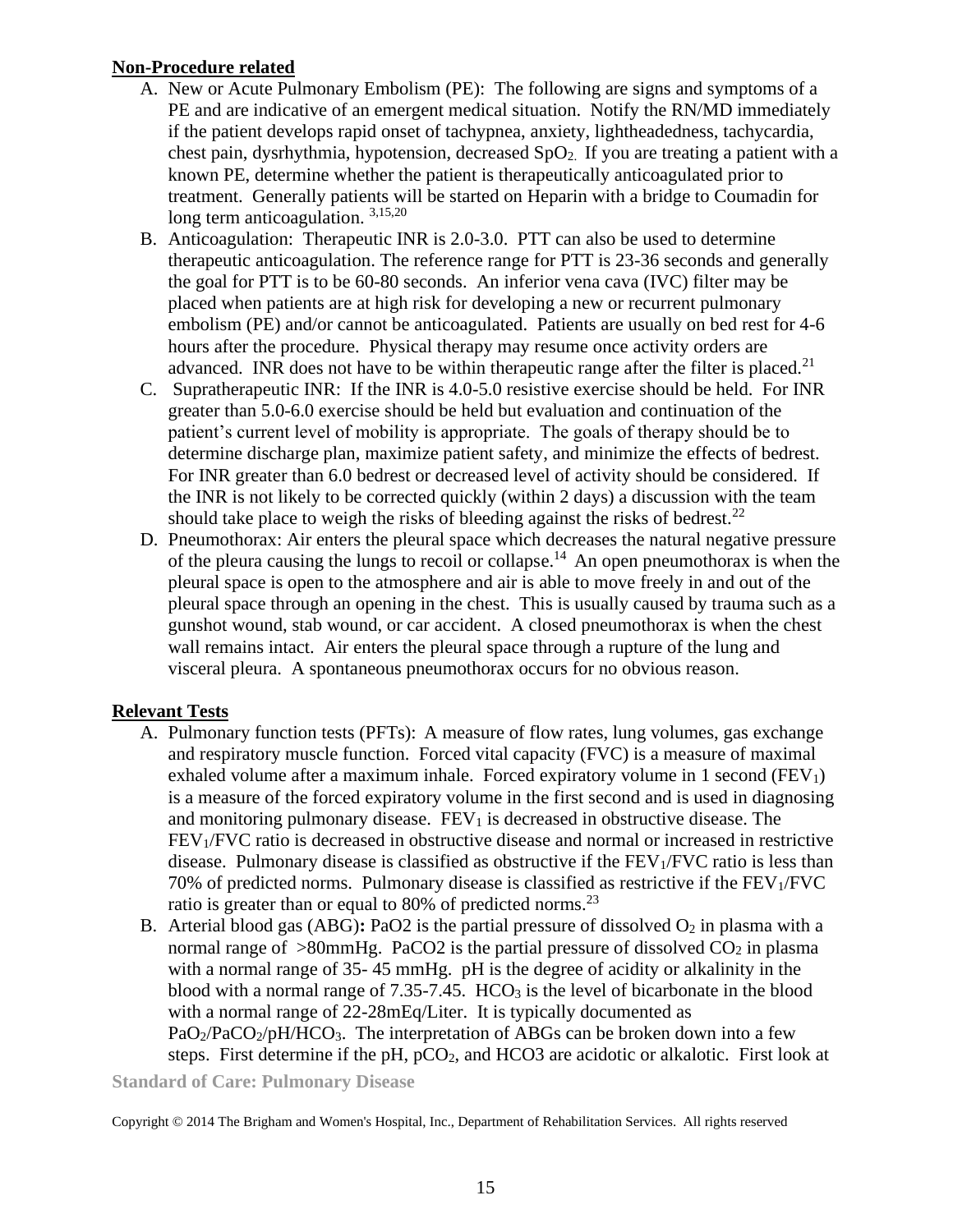**Non-Procedure related**

A. New or Acute Pulmonary Embolism (PE): The following are signs and symptoms of a PE and are indicative of an emergent medical situation. Notify the RN/MD immediately if the patient develops rapid onset of tachypnea, anxiety, lightheadedness, tachycardia, chest pain, dysrhythmia, hypotension, decreased $SpO_2$. If you are treating a patient with a known PE, determine whether the patient is therapeutically anticoagulated prior to treatment. Generally patients will be started on Heparin with a bridge to Coumadin for long term anticoagulation. [3,15,20]

B. Anticoagulation: Therapeutic INR is 2.0-3.0. PTT can also be used to determine therapeutic anticoagulation. The reference range for PTT is 23-36 seconds and generally the goal for PTT is to be 60-80 seconds. An inferior vena cava (IVC) filter may be placed when patients are at high risk for developing a new or recurrent pulmonary embolism (PE) and/or cannot be anticoagulated. Patients are usually on bed rest for 4-6 hours after the procedure. Physical therapy may resume once activity orders are advanced. INR does not have to be within therapeutic range after the filter is placed.[21]

C. Supratherapeutic INR: If the INR is 4.0-5.0 resistive exercise should be held. For INR greater than 5.0-6.0 exercise should be held but evaluation and continuation of the patient's current level of mobility is appropriate. The goals of therapy should be to determine discharge plan, maximize patient safety, and minimize the effects of bedrest. For INR greater than 6.0 bedrest or decreased level of activity should be considered. If the INR is not likely to be corrected quickly (within 2 days) a discussion with the team should take place to weigh the risks of bleeding against the risks of bedrest.[22]

D. Pneumothorax: Air enters the pleural space which decreases the natural negative pressure of the pleura causing the lungs to recoil or collapse.[14] An open pneumothorax is when the pleural space is open to the atmosphere and air is able to move freely in and out of the pleural space through an opening in the chest. This is usually caused by trauma such as a gunshot wound, stab wound, or car accident. A closed pneumothorax is when the chest wall remains intact. Air enters the pleural space through a rupture of the lung and visceral pleura. A spontaneous pneumothorax occurs for no obvious reason.

**Relevant Tests**

A. Pulmonary function tests (PFTs): A measure of flow rates, lung volumes, gas exchange and respiratory muscle function. Forced vital capacity (FVC) is a measure of maximal exhaled volume after a maximum inhale. Forced expiratory volume in 1 second ($FEV_1$) is a measure of the forced expiratory volume in the first second and is used in diagnosing and monitoring pulmonary disease. $FEV_1$ is decreased in obstructive disease. The $FEV_1$/FVC ratio is decreased in obstructive disease and normal or increased in restrictive disease. Pulmonary disease is classified as obstructive if the $FEV_1$/FVC ratio is less than 70% of predicted norms. Pulmonary disease is classified as restrictive if the $FEV_1$/FVC ratio is greater than or equal to 80% of predicted norms.[23]

B. Arterial blood gas (ABG)**:** PaO2 is the partial pressure of dissolved $O_2$ in plasma with a normal range of >80mmHg. PaCO2 is the partial pressure of dissolved $CO_2$ in plasma with a normal range of 35- 45 mmHg. pH is the degree of acidity or alkalinity in the blood with a normal range of 7.35-7.45. $HCO_3$ is the level of bicarbonate in the blood with a normal range of 22-28mEq/Liter. It is typically documented as $PaO_2$/$PaCO_2$/pH/$HCO_3$. The interpretation of ABGs can be broken down into a few steps. First determine if the pH, $pCO_2$, and HCO3 are acidotic or alkalotic. First look at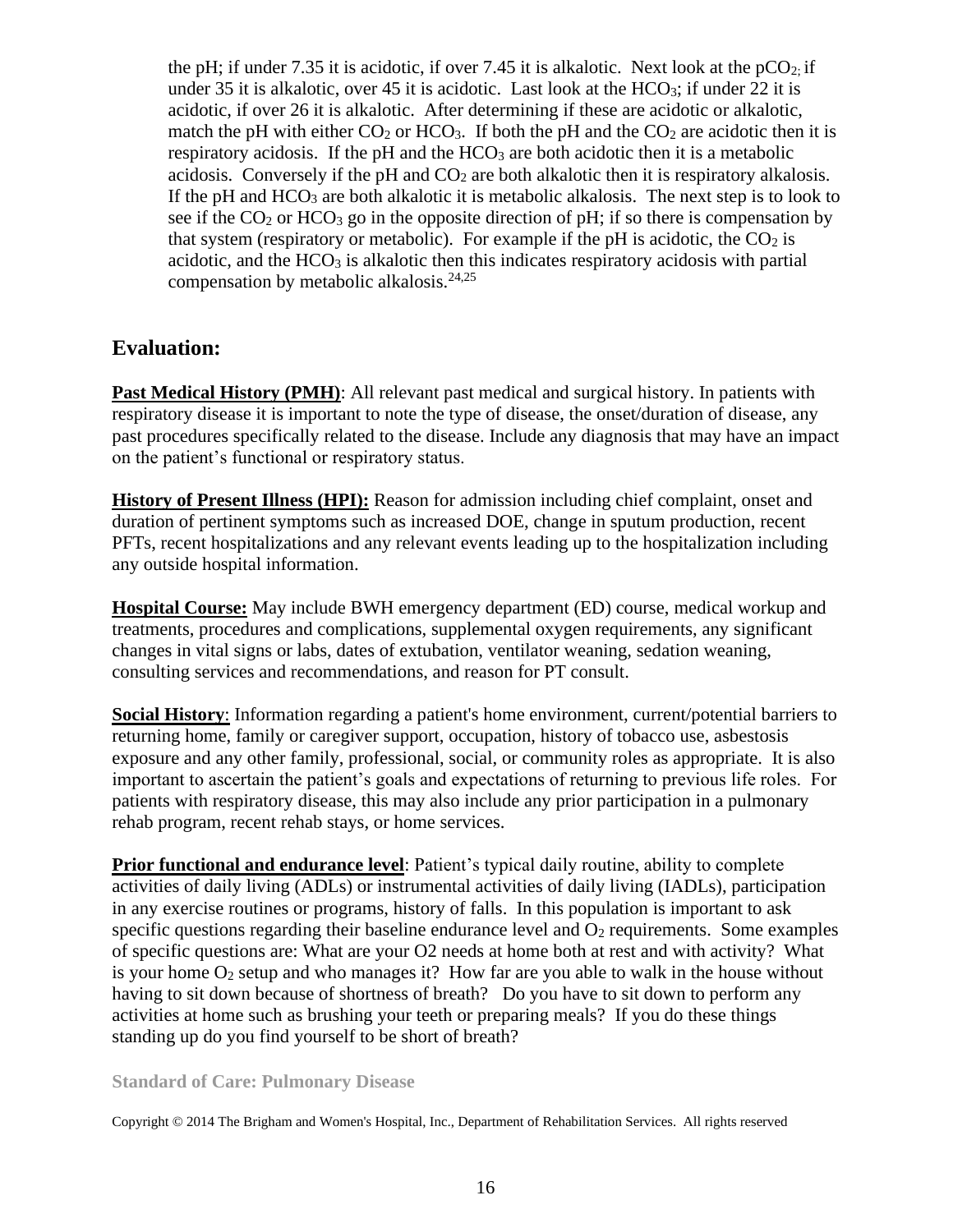the pH; if under 7.35 it is acidotic, if over 7.45 it is alkalotic. Next look at the $pCO_2$; if under 35 it is alkalotic, over 45 it is acidotic. Last look at the $HCO_3$; if under 22 it is acidotic, if over 26 it is alkalotic. After determining if these are acidotic or alkalotic, match the pH with either $CO_2$ or $HCO_3$. If both the pH and the $CO_2$ are acidotic then it is respiratory acidosis. If the pH and the $HCO_3$ are both acidotic then it is a metabolic acidosis. Conversely if the pH and $CO_2$ are both alkalotic then it is respiratory alkalosis. If the pH and $HCO_3$ are both alkalotic it is metabolic alkalosis. The next step is to look to see if the $CO_2$ or $HCO_3$ go in the opposite direction of pH; if so there is compensation by that system (respiratory or metabolic). For example if the pH is acidotic, the $CO_2$ is acidotic, and the $HCO_3$ is alkalotic then this indicates respiratory acidosis with partial compensation by metabolic alkalosis.[24,25]

## Evaluation:

**Past Medical History (PMH)**: All relevant past medical and surgical history. In patients with respiratory disease it is important to note the type of disease, the onset/duration of disease, any past procedures specifically related to the disease. Include any diagnosis that may have an impact on the patient's functional or respiratory status.

**History of Present Illness (HPI):** Reason for admission including chief complaint, onset and duration of pertinent symptoms such as increased DOE, change in sputum production, recent PFTs, recent hospitalizations and any relevant events leading up to the hospitalization including any outside hospital information.

**Hospital Course:** May include BWH emergency department (ED) course, medical workup and treatments, procedures and complications, supplemental oxygen requirements, any significant changes in vital signs or labs, dates of extubation, ventilator weaning, sedation weaning, consulting services and recommendations, and reason for PT consult.

**Social History**: Information regarding a patient's home environment, current/potential barriers to returning home, family or caregiver support, occupation, history of tobacco use, asbestosis exposure and any other family, professional, social, or community roles as appropriate. It is also important to ascertain the patient's goals and expectations of returning to previous life roles. For patients with respiratory disease, this may also include any prior participation in a pulmonary rehab program, recent rehab stays, or home services.

**Prior functional and endurance level**: Patient's typical daily routine, ability to complete activities of daily living (ADLs) or instrumental activities of daily living (IADLs), participation in any exercise routines or programs, history of falls. In this population is important to ask specific questions regarding their baseline endurance level and $O_2$ requirements. Some examples of specific questions are: What are your O2 needs at home both at rest and with activity? What is your home $O_2$ setup and who manages it? How far are you able to walk in the house without having to sit down because of shortness of breath? Do you have to sit down to perform any activities at home such as brushing your teeth or preparing meals? If you do these things standing up do you find yourself to be short of breath?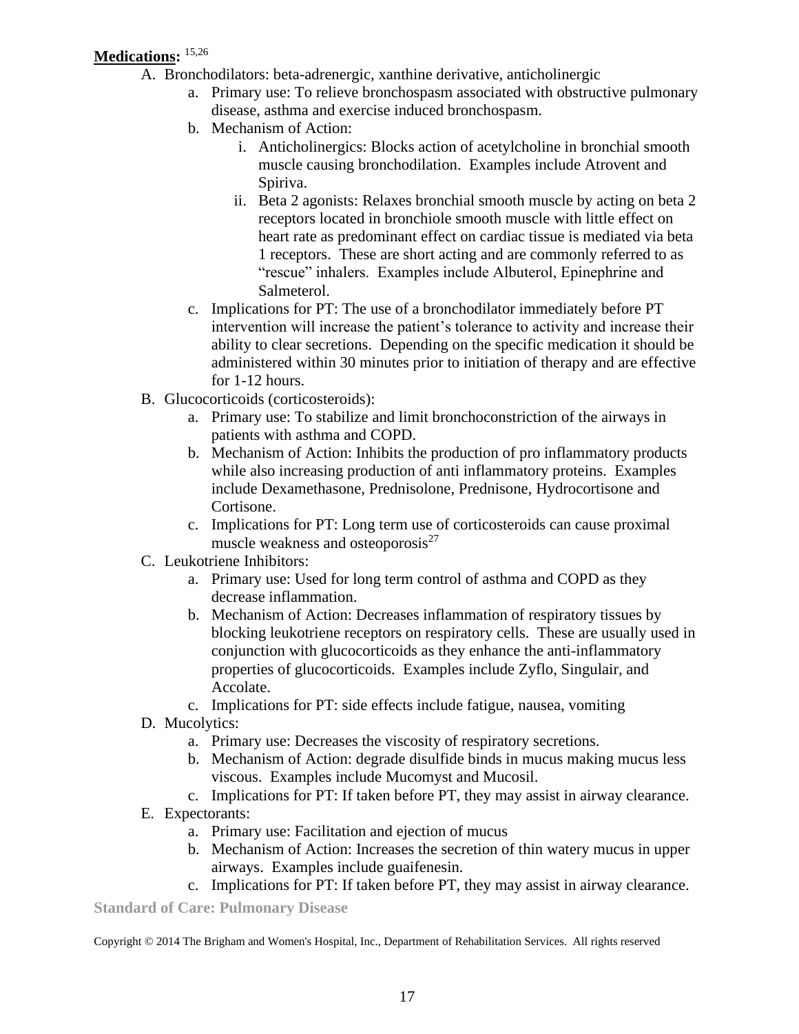**Medications:** [15,26]

A. Bronchodilators: beta-adrenergic, xanthine derivative, anticholinergic
   a. Primary use: To relieve bronchospasm associated with obstructive pulmonary disease, asthma and exercise induced bronchospasm.
   b. Mechanism of Action:
      i. Anticholinergics: Blocks action of acetylcholine in bronchial smooth muscle causing bronchodilation. Examples include Atrovent and Spiriva.
      ii. Beta 2 agonists: Relaxes bronchial smooth muscle by acting on beta 2 receptors located in bronchiole smooth muscle with little effect on heart rate as predominant effect on cardiac tissue is mediated via beta 1 receptors. These are short acting and are commonly referred to as "rescue" inhalers. Examples include Albuterol, Epinephrine and Salmeterol.
   c. Implications for PT: The use of a bronchodilator immediately before PT intervention will increase the patient's tolerance to activity and increase their ability to clear secretions. Depending on the specific medication it should be administered within 30 minutes prior to initiation of therapy and are effective for 1-12 hours.

B. Glucocorticoids (corticosteroids):
   a. Primary use: To stabilize and limit bronchoconstriction of the airways in patients with asthma and COPD.
   b. Mechanism of Action: Inhibits the production of pro inflammatory products while also increasing production of anti inflammatory proteins. Examples include Dexamethasone, Prednisolone, Prednisone, Hydrocortisone and Cortisone.
   c. Implications for PT: Long term use of corticosteroids can cause proximal muscle weakness and osteoporosis[27]

C. Leukotriene Inhibitors:
   a. Primary use: Used for long term control of asthma and COPD as they decrease inflammation.
   b. Mechanism of Action: Decreases inflammation of respiratory tissues by blocking leukotriene receptors on respiratory cells. These are usually used in conjunction with glucocorticoids as they enhance the anti-inflammatory properties of glucocorticoids. Examples include Zyflo, Singulair, and Accolate.
   c. Implications for PT: side effects include fatigue, nausea, vomiting

D. Mucolytics:
   a. Primary use: Decreases the viscosity of respiratory secretions.
   b. Mechanism of Action: degrade disulfide binds in mucus making mucus less viscous. Examples include Mucomyst and Mucosil.
   c. Implications for PT: If taken before PT, they may assist in airway clearance.

E. Expectorants:
   a. Primary use: Facilitation and ejection of mucus
   b. Mechanism of Action: Increases the secretion of thin watery mucus in upper airways. Examples include guaifenesin.
   c. Implications for PT: If taken before PT, they may assist in airway clearance.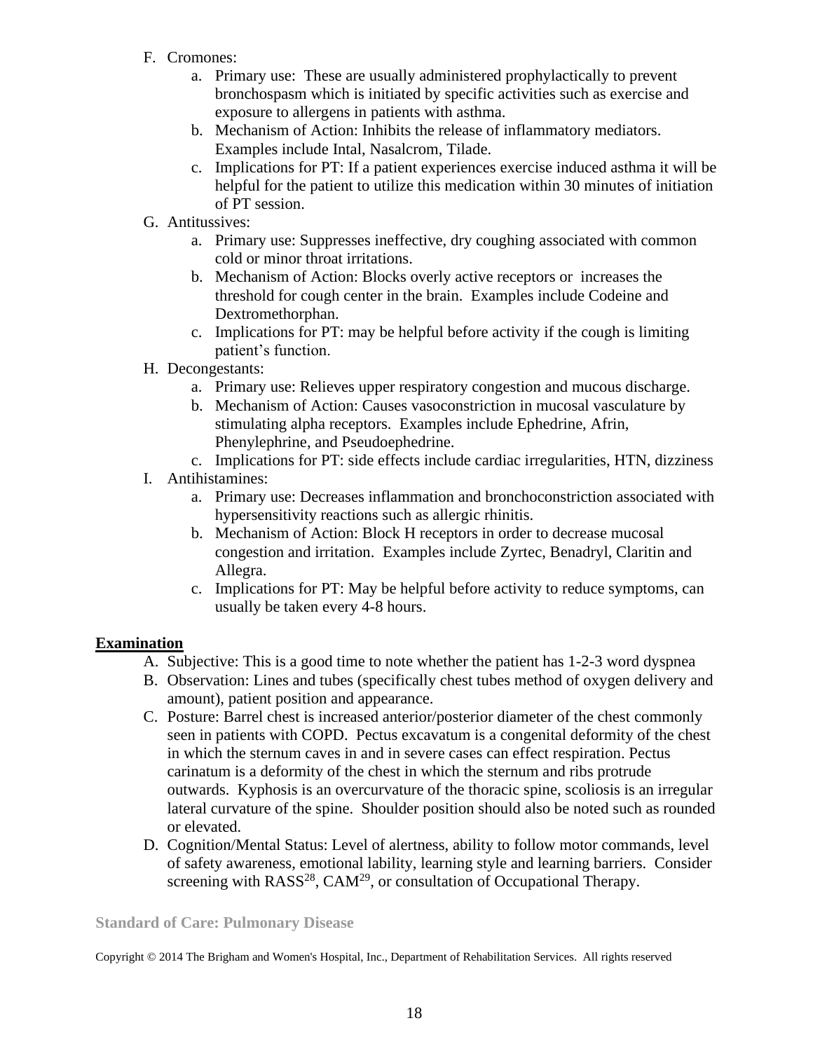F. Cromones:
    a. Primary use: These are usually administered prophylactically to prevent bronchospasm which is initiated by specific activities such as exercise and exposure to allergens in patients with asthma.
    b. Mechanism of Action: Inhibits the release of inflammatory mediators. Examples include Intal, Nasalcrom, Tilade.
    c. Implications for PT: If a patient experiences exercise induced asthma it will be helpful for the patient to utilize this medication within 30 minutes of initiation of PT session.

G. Antitussives:
    a. Primary use: Suppresses ineffective, dry coughing associated with common cold or minor throat irritations.
    b. Mechanism of Action: Blocks overly active receptors or increases the threshold for cough center in the brain. Examples include Codeine and Dextromethorphan.
    c. Implications for PT: may be helpful before activity if the cough is limiting patient's function.

H. Decongestants:
    a. Primary use: Relieves upper respiratory congestion and mucous discharge.
    b. Mechanism of Action: Causes vasoconstriction in mucosal vasculature by stimulating alpha receptors. Examples include Ephedrine, Afrin, Phenylephrine, and Pseudoephedrine.
    c. Implications for PT: side effects include cardiac irregularities, HTN, dizziness

I. Antihistamines:
    a. Primary use: Decreases inflammation and bronchoconstriction associated with hypersensitivity reactions such as allergic rhinitis.
    b. Mechanism of Action: Block H receptors in order to decrease mucosal congestion and irritation. Examples include Zyrtec, Benadryl, Claritin and Allegra.
    c. Implications for PT: May be helpful before activity to reduce symptoms, can usually be taken every 4-8 hours.

## Examination

A. Subjective: This is a good time to note whether the patient has 1-2-3 word dyspnea
B. Observation: Lines and tubes (specifically chest tubes method of oxygen delivery and amount), patient position and appearance.
C. Posture: Barrel chest is increased anterior/posterior diameter of the chest commonly seen in patients with COPD. Pectus excavatum is a congenital deformity of the chest in which the sternum caves in and in severe cases can effect respiration. Pectus carinatum is a deformity of the chest in which the sternum and ribs protrude outwards. Kyphosis is an overcurvature of the thoracic spine, scoliosis is an irregular lateral curvature of the spine. Shoulder position should also be noted such as rounded or elevated.
D. Cognition/Mental Status: Level of alertness, ability to follow motor commands, level of safety awareness, emotional lability, learning style and learning barriers. Consider screening with RASS[28], CAM[29], or consultation of Occupational Therapy.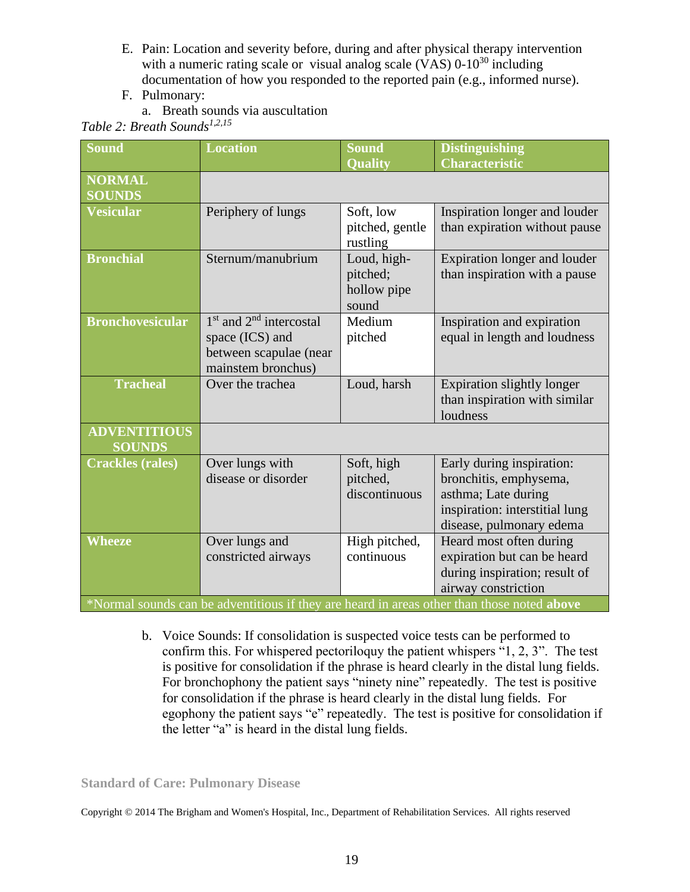E. Pain: Location and severity before, during and after physical therapy intervention with a numeric rating scale or visual analog scale (VAS) 0-10[30] including documentation of how you responded to the reported pain (e.g., informed nurse).

F. Pulmonary:

a. Breath sounds via auscultation

*Table 2: Breath Sounds[1,2,15]*

| Sound | Location | Sound Quality | Distinguishing Characteristic |
|---|---|---|---|
| **NORMAL SOUNDS** | | | |
| **Vesicular** | Periphery of lungs | Soft, low pitched, gentle rustling | Inspiration longer and louder than expiration without pause |
| **Bronchial** | Sternum/manubrium | Loud, high-pitched; hollow pipe sound | Expiration longer and louder than inspiration with a pause |
| **Bronchovesicular** | 1st and 2nd intercostal space (ICS) and between scapulae (near mainstem bronchus) | Medium pitched | Inspiration and expiration equal in length and loudness |
| **Tracheal** | Over the trachea | Loud, harsh | Expiration slightly longer than inspiration with similar loudness |
| **ADVENTITIOUS SOUNDS** | | | |
| **Crackles (rales)** | Over lungs with disease or disorder | Soft, high pitched, discontinuous | Early during inspiration: bronchitis, emphysema, asthma; Late during inspiration: interstitial lung disease, pulmonary edema |
| **Wheeze** | Over lungs and constricted airways | High pitched, continuous | Heard most often during expiration but can be heard during inspiration; result of airway constriction |
| *Normal sounds can be adventitious if they are heard in areas other than those noted **above** | | | |

b. Voice Sounds: If consolidation is suspected voice tests can be performed to confirm this. For whispered pectoriloquy the patient whispers "1, 2, 3". The test is positive for consolidation if the phrase is heard clearly in the distal lung fields. For bronchophony the patient says "ninety nine" repeatedly. The test is positive for consolidation if the phrase is heard clearly in the distal lung fields. For egophony the patient says "e" repeatedly. The test is positive for consolidation if the letter "a" is heard in the distal lung fields.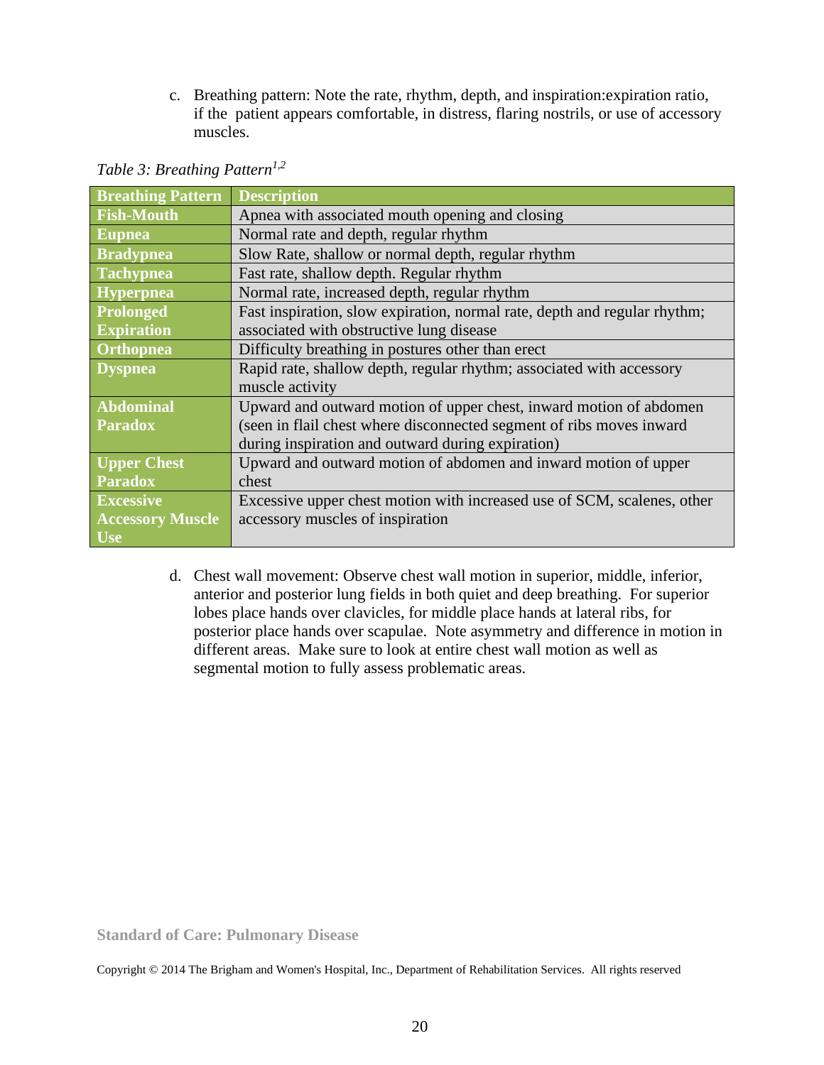c. Breathing pattern: Note the rate, rhythm, depth, and inspiration:expiration ratio, if the patient appears comfortable, in distress, flaring nostrils, or use of accessory muscles.

*Table 3: Breathing Pattern*[1,2]

| Breathing Pattern | Description |
|---|---|
| **Fish-Mouth** | Apnea with associated mouth opening and closing |
| **Eupnea** | Normal rate and depth, regular rhythm |
| **Bradypnea** | Slow Rate, shallow or normal depth, regular rhythm |
| **Tachypnea** | Fast rate, shallow depth. Regular rhythm |
| **Hyperpnea** | Normal rate, increased depth, regular rhythm |
| **Prolonged Expiration** | Fast inspiration, slow expiration, normal rate, depth and regular rhythm; associated with obstructive lung disease |
| **Orthopnea** | Difficulty breathing in postures other than erect |
| **Dyspnea** | Rapid rate, shallow depth, regular rhythm; associated with accessory muscle activity |
| **Abdominal Paradox** | Upward and outward motion of upper chest, inward motion of abdomen (seen in flail chest where disconnected segment of ribs moves inward during inspiration and outward during expiration) |
| **Upper Chest Paradox** | Upward and outward motion of abdomen and inward motion of upper chest |
| **Excessive Accessory Muscle Use** | Excessive upper chest motion with increased use of SCM, scalenes, other accessory muscles of inspiration |

d. Chest wall movement: Observe chest wall motion in superior, middle, inferior, anterior and posterior lung fields in both quiet and deep breathing. For superior lobes place hands over clavicles, for middle place hands at lateral ribs, for posterior place hands over scapulae. Note asymmetry and difference in motion in different areas. Make sure to look at entire chest wall motion as well as segmental motion to fully assess problematic areas.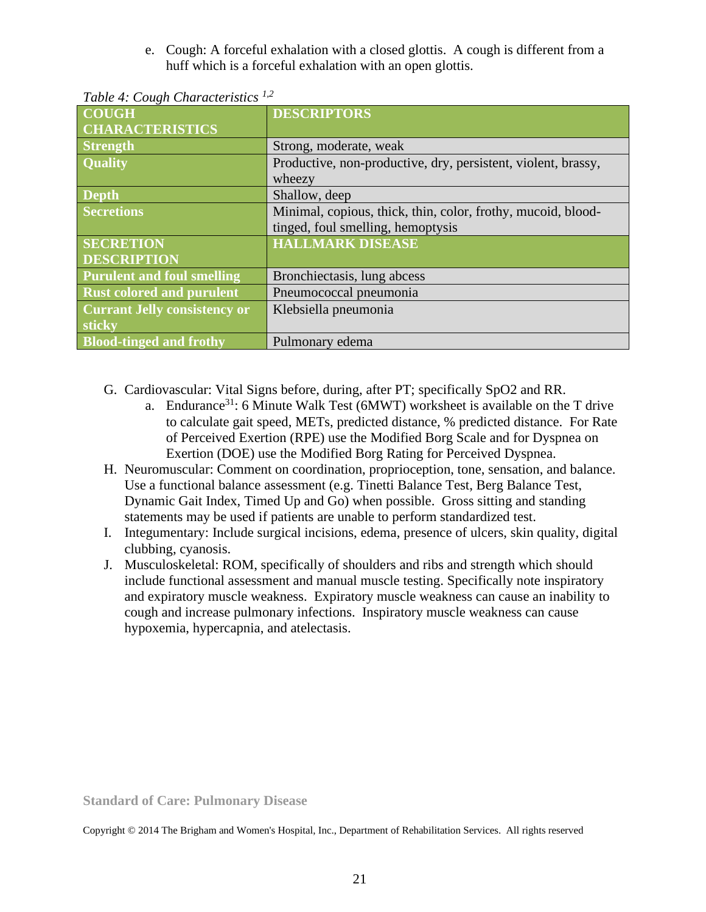e. Cough: A forceful exhalation with a closed glottis. A cough is different from a huff which is a forceful exhalation with an open glottis.

*Table 4: Cough Characteristics* [1,2]

| COUGH CHARACTERISTICS | DESCRIPTORS |
|---|---|
| **Strength** | Strong, moderate, weak |
| **Quality** | Productive, non-productive, dry, persistent, violent, brassy, wheezy |
| **Depth** | Shallow, deep |
| **Secretions** | Minimal, copious, thick, thin, color, frothy, mucoid, blood-tinged, foul smelling, hemoptysis |
| **SECRETION DESCRIPTION** | **HALLMARK DISEASE** |
| **Purulent and foul smelling** | Bronchiectasis, lung abcess |
| **Rust colored and purulent** | Pneumococcal pneumonia |
| **Currant Jelly consistency or sticky** | Klebsiella pneumonia |
| **Blood-tinged and frothy** | Pulmonary edema |

G. Cardiovascular: Vital Signs before, during, after PT; specifically SpO2 and RR.
   a. Endurance[31]: 6 Minute Walk Test (6MWT) worksheet is available on the T drive to calculate gait speed, METs, predicted distance, % predicted distance. For Rate of Perceived Exertion (RPE) use the Modified Borg Scale and for Dyspnea on Exertion (DOE) use the Modified Borg Rating for Perceived Dyspnea.

H. Neuromuscular: Comment on coordination, proprioception, tone, sensation, and balance. Use a functional balance assessment (e.g. Tinetti Balance Test, Berg Balance Test, Dynamic Gait Index, Timed Up and Go) when possible. Gross sitting and standing statements may be used if patients are unable to perform standardized test.

I. Integumentary: Include surgical incisions, edema, presence of ulcers, skin quality, digital clubbing, cyanosis.

J. Musculoskeletal: ROM, specifically of shoulders and ribs and strength which should include functional assessment and manual muscle testing. Specifically note inspiratory and expiratory muscle weakness. Expiratory muscle weakness can cause an inability to cough and increase pulmonary infections. Inspiratory muscle weakness can cause hypoxemia, hypercapnia, and atelectasis.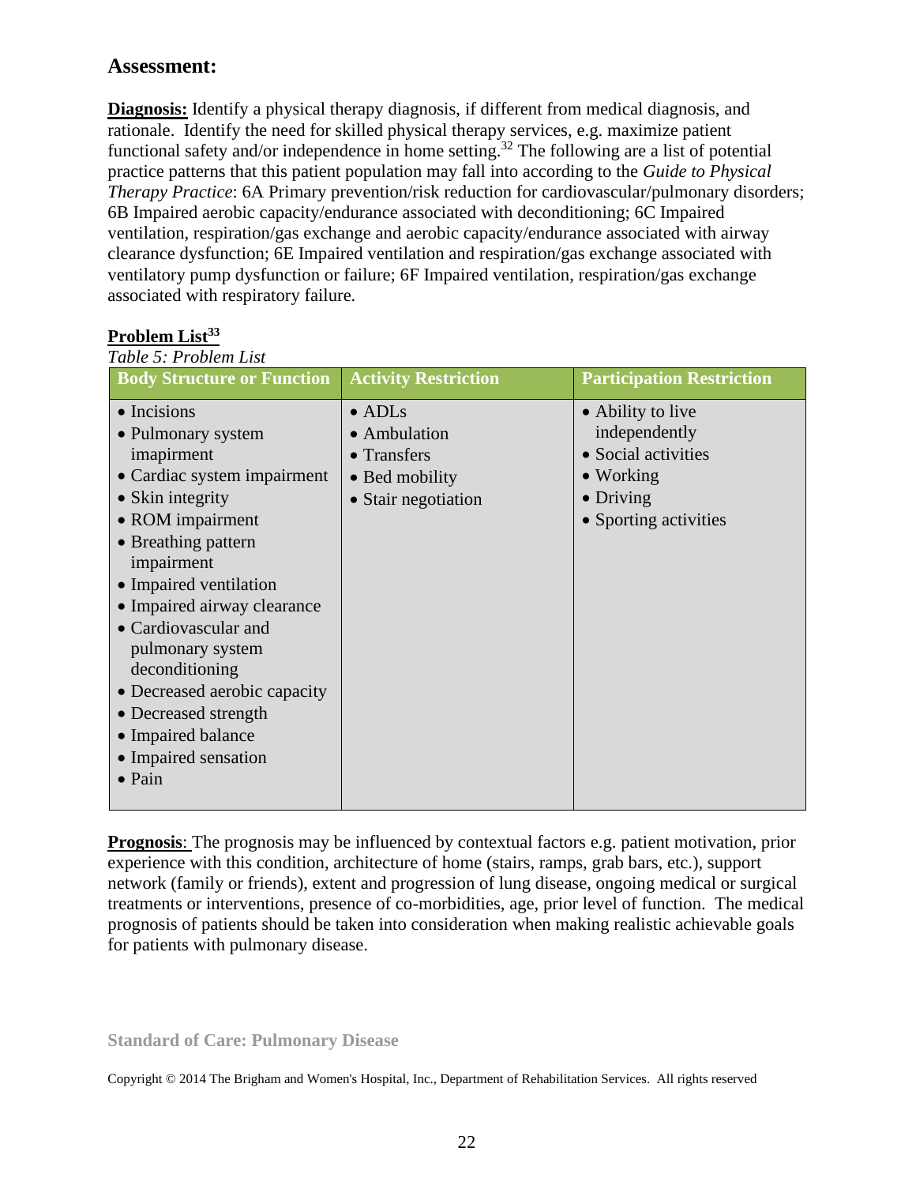## Assessment:

**Diagnosis:** Identify a physical therapy diagnosis, if different from medical diagnosis, and rationale. Identify the need for skilled physical therapy services, e.g. maximize patient functional safety and/or independence in home setting.[32] The following are a list of potential practice patterns that this patient population may fall into according to the *Guide to Physical Therapy Practice*: 6A Primary prevention/risk reduction for cardiovascular/pulmonary disorders; 6B Impaired aerobic capacity/endurance associated with deconditioning; 6C Impaired ventilation, respiration/gas exchange and aerobic capacity/endurance associated with airway clearance dysfunction; 6E Impaired ventilation and respiration/gas exchange associated with ventilatory pump dysfunction or failure; 6F Impaired ventilation, respiration/gas exchange associated with respiratory failure.

**Problem List[33]**

*Table 5: Problem List*

| Body Structure or Function | Activity Restriction | Participation Restriction |
|---|---|---|
| • Incisions<br>• Pulmonary system imapirment<br>• Cardiac system impairment<br>• Skin integrity<br>• ROM impairment<br>• Breathing pattern impairment<br>• Impaired ventilation<br>• Impaired airway clearance<br>• Cardiovascular and pulmonary system deconditioning<br>• Decreased aerobic capacity<br>• Decreased strength<br>• Impaired balance<br>• Impaired sensation<br>• Pain | • ADLs<br>• Ambulation<br>• Transfers<br>• Bed mobility<br>• Stair negotiation | • Ability to live independently<br>• Social activities<br>• Working<br>• Driving<br>• Sporting activities |

**Prognosis**: The prognosis may be influenced by contextual factors e.g. patient motivation, prior experience with this condition, architecture of home (stairs, ramps, grab bars, etc.), support network (family or friends), extent and progression of lung disease, ongoing medical or surgical treatments or interventions, presence of co-morbidities, age, prior level of function. The medical prognosis of patients should be taken into consideration when making realistic achievable goals for patients with pulmonary disease.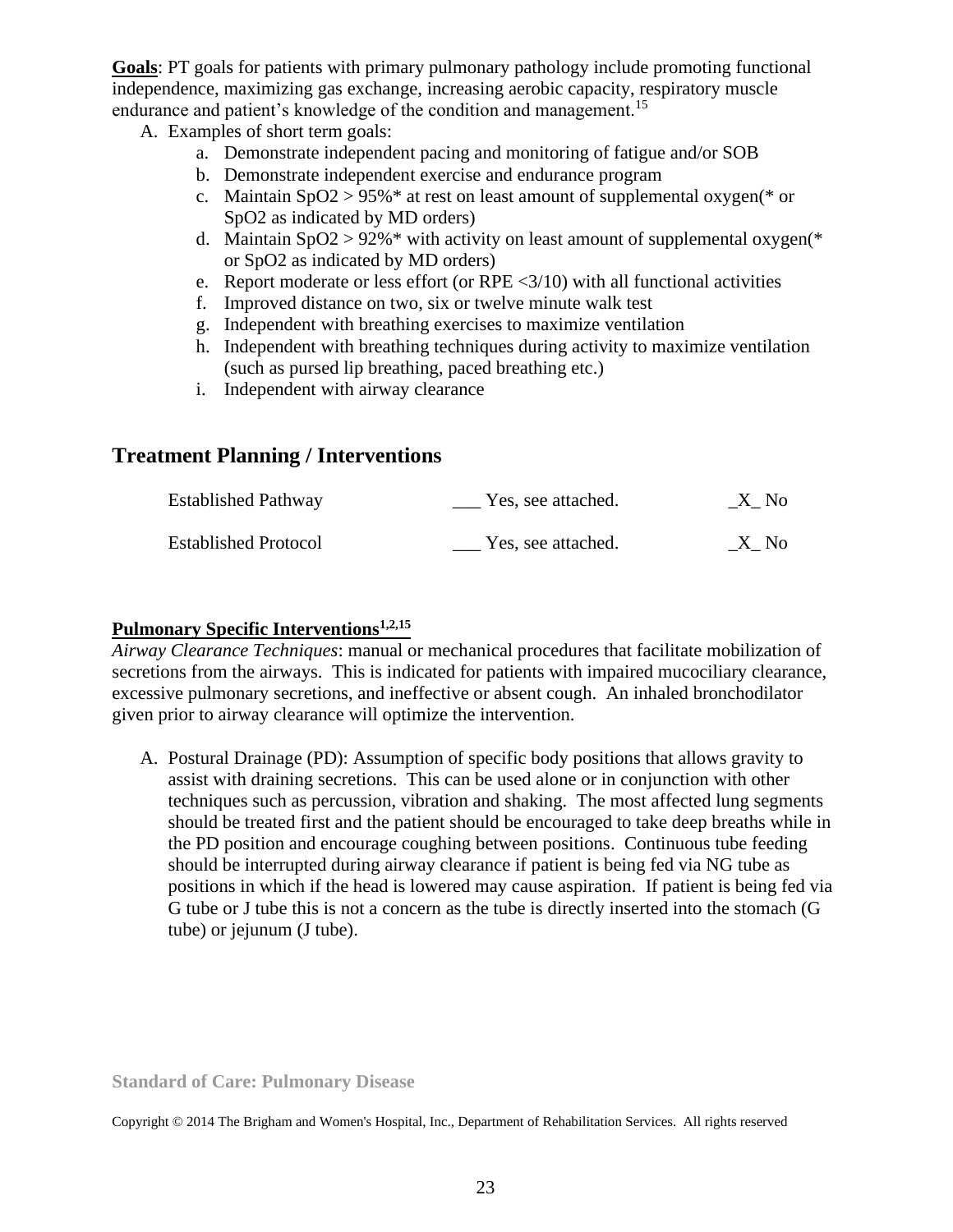**Goals**: PT goals for patients with primary pulmonary pathology include promoting functional independence, maximizing gas exchange, increasing aerobic capacity, respiratory muscle endurance and patient's knowledge of the condition and management.[15]

A. Examples of short term goals:
   a. Demonstrate independent pacing and monitoring of fatigue and/or SOB
   b. Demonstrate independent exercise and endurance program
   c. Maintain $SpO_2$ > 95%* at rest on least amount of supplemental oxygen(* or $SpO_2$ as indicated by MD orders)
   d. Maintain $SpO_2$ > 92%* with activity on least amount of supplemental oxygen(* or $SpO_2$ as indicated by MD orders)
   e. Report moderate or less effort (or RPE <3/10) with all functional activities
   f. Improved distance on two, six or twelve minute walk test
   g. Independent with breathing exercises to maximize ventilation
   h. Independent with breathing techniques during activity to maximize ventilation (such as pursed lip breathing, paced breathing etc.)
   i. Independent with airway clearance

## Treatment Planning / Interventions

| | | |
|---|---|---|
| Established Pathway | ___ Yes, see attached. | _X_ No |
| Established Protocol | ___ Yes, see attached. | _X_ No |

**Pulmonary Specific Interventions[1,2,15]**

*Airway Clearance Techniques*: manual or mechanical procedures that facilitate mobilization of secretions from the airways. This is indicated for patients with impaired mucociliary clearance, excessive pulmonary secretions, and ineffective or absent cough. An inhaled bronchodilator given prior to airway clearance will optimize the intervention.

A. Postural Drainage (PD): Assumption of specific body positions that allows gravity to assist with draining secretions. This can be used alone or in conjunction with other techniques such as percussion, vibration and shaking. The most affected lung segments should be treated first and the patient should be encouraged to take deep breaths while in the PD position and encourage coughing between positions. Continuous tube feeding should be interrupted during airway clearance if patient is being fed via NG tube as positions in which if the head is lowered may cause aspiration. If patient is being fed via G tube or J tube this is not a concern as the tube is directly inserted into the stomach (G tube) or jejunum (J tube).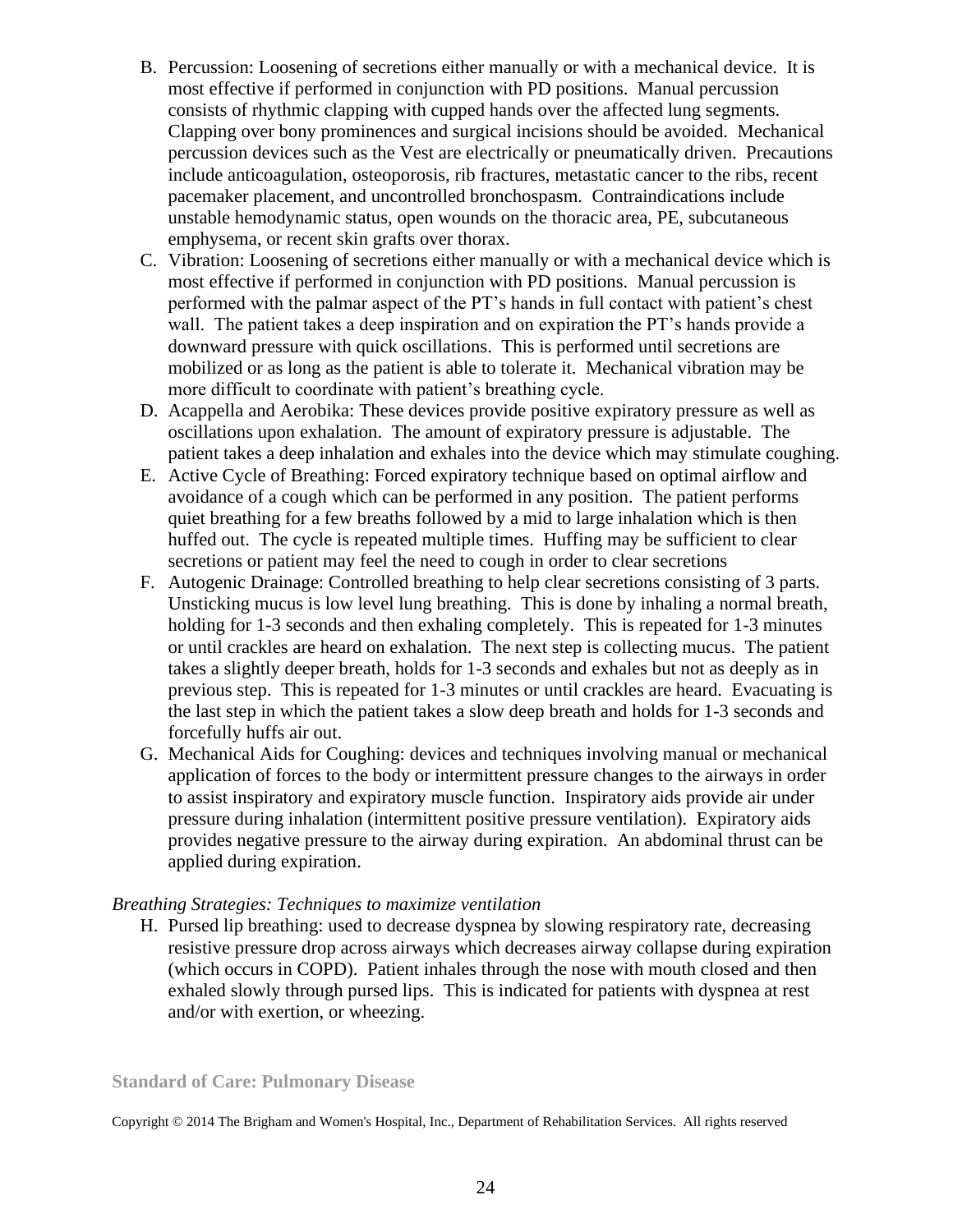B. Percussion: Loosening of secretions either manually or with a mechanical device. It is most effective if performed in conjunction with PD positions. Manual percussion consists of rhythmic clapping with cupped hands over the affected lung segments. Clapping over bony prominences and surgical incisions should be avoided. Mechanical percussion devices such as the Vest are electrically or pneumatically driven. Precautions include anticoagulation, osteoporosis, rib fractures, metastatic cancer to the ribs, recent pacemaker placement, and uncontrolled bronchospasm. Contraindications include unstable hemodynamic status, open wounds on the thoracic area, PE, subcutaneous emphysema, or recent skin grafts over thorax.

C. Vibration: Loosening of secretions either manually or with a mechanical device which is most effective if performed in conjunction with PD positions. Manual percussion is performed with the palmar aspect of the PT's hands in full contact with patient's chest wall. The patient takes a deep inspiration and on expiration the PT's hands provide a downward pressure with quick oscillations. This is performed until secretions are mobilized or as long as the patient is able to tolerate it. Mechanical vibration may be more difficult to coordinate with patient's breathing cycle.

D. Acappella and Aerobika: These devices provide positive expiratory pressure as well as oscillations upon exhalation. The amount of expiratory pressure is adjustable. The patient takes a deep inhalation and exhales into the device which may stimulate coughing.

E. Active Cycle of Breathing: Forced expiratory technique based on optimal airflow and avoidance of a cough which can be performed in any position. The patient performs quiet breathing for a few breaths followed by a mid to large inhalation which is then huffed out. The cycle is repeated multiple times. Huffing may be sufficient to clear secretions or patient may feel the need to cough in order to clear secretions

F. Autogenic Drainage: Controlled breathing to help clear secretions consisting of 3 parts. Unsticking mucus is low level lung breathing. This is done by inhaling a normal breath, holding for 1-3 seconds and then exhaling completely. This is repeated for 1-3 minutes or until crackles are heard on exhalation. The next step is collecting mucus. The patient takes a slightly deeper breath, holds for 1-3 seconds and exhales but not as deeply as in previous step. This is repeated for 1-3 minutes or until crackles are heard. Evacuating is the last step in which the patient takes a slow deep breath and holds for 1-3 seconds and forcefully huffs air out.

G. Mechanical Aids for Coughing: devices and techniques involving manual or mechanical application of forces to the body or intermittent pressure changes to the airways in order to assist inspiratory and expiratory muscle function. Inspiratory aids provide air under pressure during inhalation (intermittent positive pressure ventilation). Expiratory aids provides negative pressure to the airway during expiration. An abdominal thrust can be applied during expiration.

*Breathing Strategies: Techniques to maximize ventilation*

H. Pursed lip breathing: used to decrease dyspnea by slowing respiratory rate, decreasing resistive pressure drop across airways which decreases airway collapse during expiration (which occurs in COPD). Patient inhales through the nose with mouth closed and then exhaled slowly through pursed lips. This is indicated for patients with dyspnea at rest and/or with exertion, or wheezing.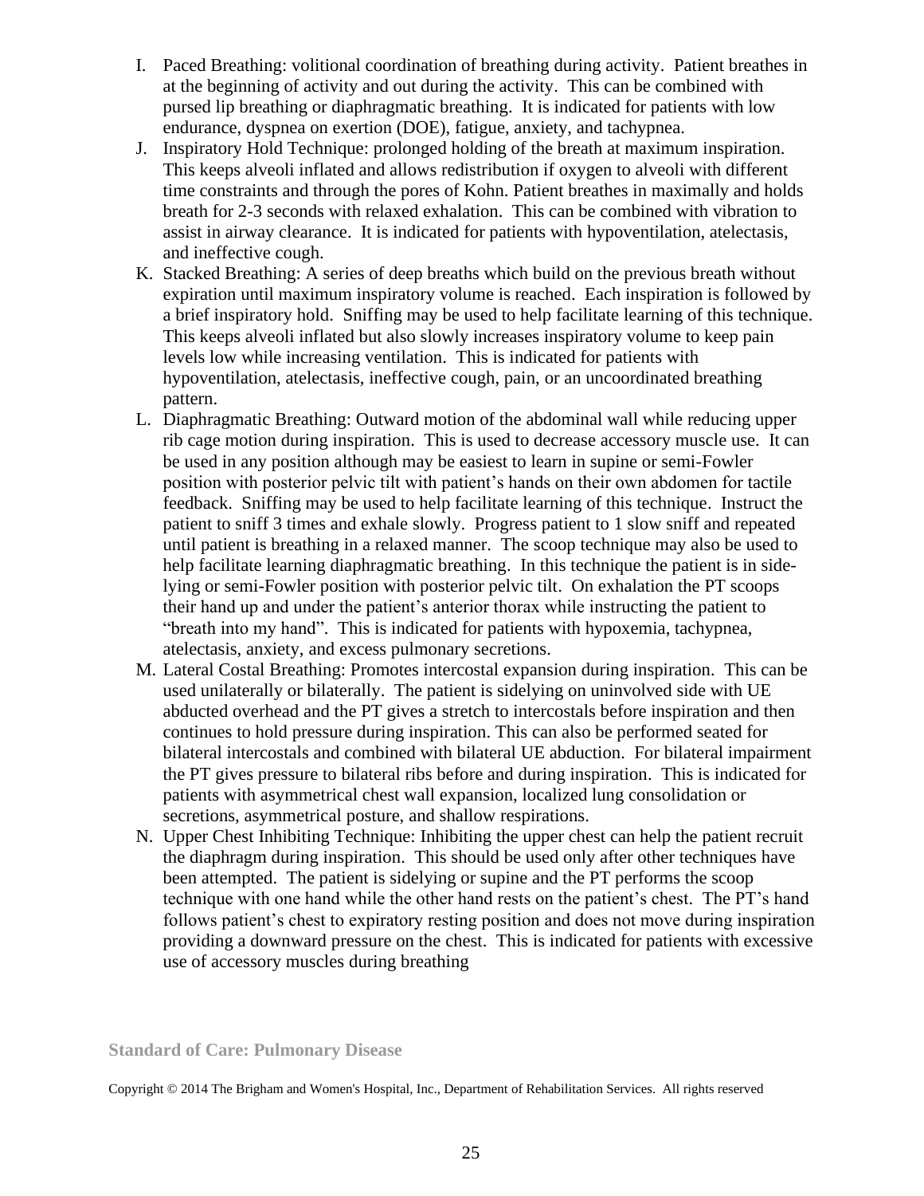I. Paced Breathing: volitional coordination of breathing during activity. Patient breathes in at the beginning of activity and out during the activity. This can be combined with pursed lip breathing or diaphragmatic breathing. It is indicated for patients with low endurance, dyspnea on exertion (DOE), fatigue, anxiety, and tachypnea.

J. Inspiratory Hold Technique: prolonged holding of the breath at maximum inspiration. This keeps alveoli inflated and allows redistribution if oxygen to alveoli with different time constraints and through the pores of Kohn. Patient breathes in maximally and holds breath for 2-3 seconds with relaxed exhalation. This can be combined with vibration to assist in airway clearance. It is indicated for patients with hypoventilation, atelectasis, and ineffective cough.

K. Stacked Breathing: A series of deep breaths which build on the previous breath without expiration until maximum inspiratory volume is reached. Each inspiration is followed by a brief inspiratory hold. Sniffing may be used to help facilitate learning of this technique. This keeps alveoli inflated but also slowly increases inspiratory volume to keep pain levels low while increasing ventilation. This is indicated for patients with hypoventilation, atelectasis, ineffective cough, pain, or an uncoordinated breathing pattern.

L. Diaphragmatic Breathing: Outward motion of the abdominal wall while reducing upper rib cage motion during inspiration. This is used to decrease accessory muscle use. It can be used in any position although may be easiest to learn in supine or semi-Fowler position with posterior pelvic tilt with patient's hands on their own abdomen for tactile feedback. Sniffing may be used to help facilitate learning of this technique. Instruct the patient to sniff 3 times and exhale slowly. Progress patient to 1 slow sniff and repeated until patient is breathing in a relaxed manner. The scoop technique may also be used to help facilitate learning diaphragmatic breathing. In this technique the patient is in side-lying or semi-Fowler position with posterior pelvic tilt. On exhalation the PT scoops their hand up and under the patient's anterior thorax while instructing the patient to "breath into my hand". This is indicated for patients with hypoxemia, tachypnea, atelectasis, anxiety, and excess pulmonary secretions.

M. Lateral Costal Breathing: Promotes intercostal expansion during inspiration. This can be used unilaterally or bilaterally. The patient is sidelying on uninvolved side with UE abducted overhead and the PT gives a stretch to intercostals before inspiration and then continues to hold pressure during inspiration. This can also be performed seated for bilateral intercostals and combined with bilateral UE abduction. For bilateral impairment the PT gives pressure to bilateral ribs before and during inspiration. This is indicated for patients with asymmetrical chest wall expansion, localized lung consolidation or secretions, asymmetrical posture, and shallow respirations.

N. Upper Chest Inhibiting Technique: Inhibiting the upper chest can help the patient recruit the diaphragm during inspiration. This should be used only after other techniques have been attempted. The patient is sidelying or supine and the PT performs the scoop technique with one hand while the other hand rests on the patient's chest. The PT's hand follows patient's chest to expiratory resting position and does not move during inspiration providing a downward pressure on the chest. This is indicated for patients with excessive use of accessory muscles during breathing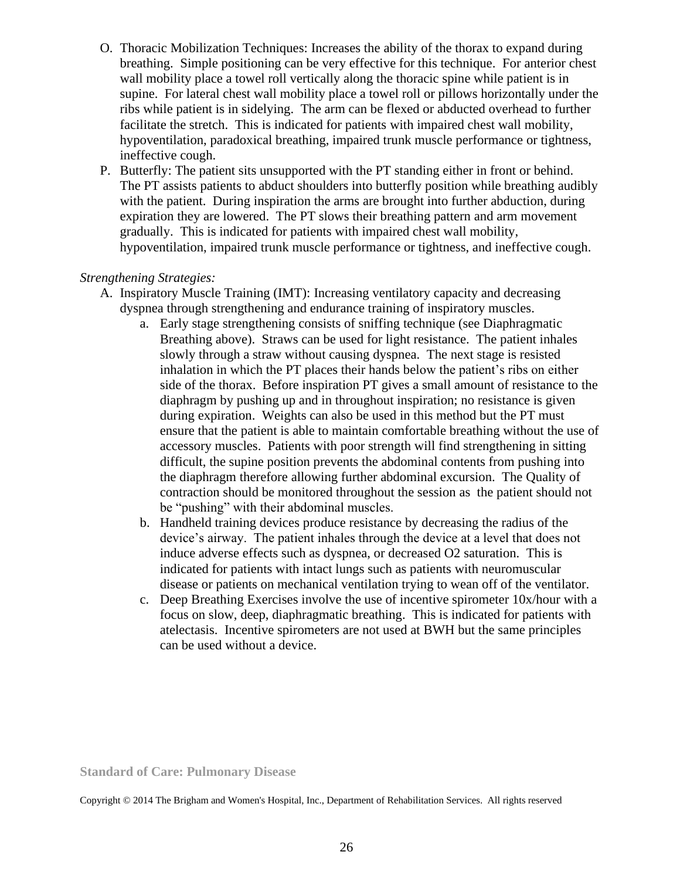O. Thoracic Mobilization Techniques: Increases the ability of the thorax to expand during breathing. Simple positioning can be very effective for this technique. For anterior chest wall mobility place a towel roll vertically along the thoracic spine while patient is in supine. For lateral chest wall mobility place a towel roll or pillows horizontally under the ribs while patient is in sidelying. The arm can be flexed or abducted overhead to further facilitate the stretch. This is indicated for patients with impaired chest wall mobility, hypoventilation, paradoxical breathing, impaired trunk muscle performance or tightness, ineffective cough.

P. Butterfly: The patient sits unsupported with the PT standing either in front or behind. The PT assists patients to abduct shoulders into butterfly position while breathing audibly with the patient. During inspiration the arms are brought into further abduction, during expiration they are lowered. The PT slows their breathing pattern and arm movement gradually. This is indicated for patients with impaired chest wall mobility, hypoventilation, impaired trunk muscle performance or tightness, and ineffective cough.

*Strengthening Strategies:*

A. Inspiratory Muscle Training (IMT): Increasing ventilatory capacity and decreasing dyspnea through strengthening and endurance training of inspiratory muscles.
   a. Early stage strengthening consists of sniffing technique (see Diaphragmatic Breathing above). Straws can be used for light resistance. The patient inhales slowly through a straw without causing dyspnea. The next stage is resisted inhalation in which the PT places their hands below the patient's ribs on either side of the thorax. Before inspiration PT gives a small amount of resistance to the diaphragm by pushing up and in throughout inspiration; no resistance is given during expiration. Weights can also be used in this method but the PT must ensure that the patient is able to maintain comfortable breathing without the use of accessory muscles. Patients with poor strength will find strengthening in sitting difficult, the supine position prevents the abdominal contents from pushing into the diaphragm therefore allowing further abdominal excursion. The Quality of contraction should be monitored throughout the session as the patient should not be "pushing" with their abdominal muscles.
   b. Handheld training devices produce resistance by decreasing the radius of the device's airway. The patient inhales through the device at a level that does not induce adverse effects such as dyspnea, or decreased O2 saturation. This is indicated for patients with intact lungs such as patients with neuromuscular disease or patients on mechanical ventilation trying to wean off of the ventilator.
   c. Deep Breathing Exercises involve the use of incentive spirometer 10x/hour with a focus on slow, deep, diaphragmatic breathing. This is indicated for patients with atelectasis. Incentive spirometers are not used at BWH but the same principles can be used without a device.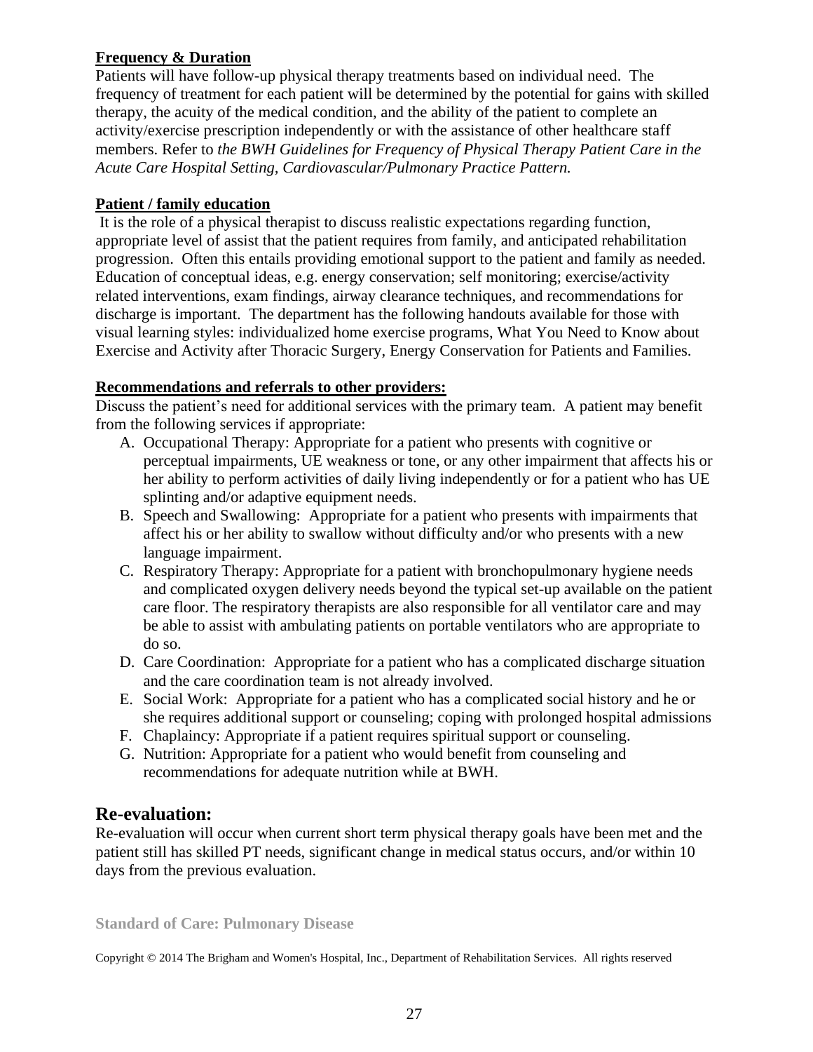**Frequency & Duration**

Patients will have follow-up physical therapy treatments based on individual need. The frequency of treatment for each patient will be determined by the potential for gains with skilled therapy, the acuity of the medical condition, and the ability of the patient to complete an activity/exercise prescription independently or with the assistance of other healthcare staff members. Refer to *the BWH Guidelines for Frequency of Physical Therapy Patient Care in the Acute Care Hospital Setting, Cardiovascular/Pulmonary Practice Pattern.*

**Patient / family education**

It is the role of a physical therapist to discuss realistic expectations regarding function, appropriate level of assist that the patient requires from family, and anticipated rehabilitation progression. Often this entails providing emotional support to the patient and family as needed. Education of conceptual ideas, e.g. energy conservation; self monitoring; exercise/activity related interventions, exam findings, airway clearance techniques, and recommendations for discharge is important. The department has the following handouts available for those with visual learning styles: individualized home exercise programs, What You Need to Know about Exercise and Activity after Thoracic Surgery, Energy Conservation for Patients and Families.

**Recommendations and referrals to other providers:**

Discuss the patient's need for additional services with the primary team. A patient may benefit from the following services if appropriate:

A. Occupational Therapy: Appropriate for a patient who presents with cognitive or perceptual impairments, UE weakness or tone, or any other impairment that affects his or her ability to perform activities of daily living independently or for a patient who has UE splinting and/or adaptive equipment needs.
B. Speech and Swallowing: Appropriate for a patient who presents with impairments that affect his or her ability to swallow without difficulty and/or who presents with a new language impairment.
C. Respiratory Therapy: Appropriate for a patient with bronchopulmonary hygiene needs and complicated oxygen delivery needs beyond the typical set-up available on the patient care floor. The respiratory therapists are also responsible for all ventilator care and may be able to assist with ambulating patients on portable ventilators who are appropriate to do so.
D. Care Coordination: Appropriate for a patient who has a complicated discharge situation and the care coordination team is not already involved.
E. Social Work: Appropriate for a patient who has a complicated social history and he or she requires additional support or counseling; coping with prolonged hospital admissions
F. Chaplaincy: Appropriate if a patient requires spiritual support or counseling.
G. Nutrition: Appropriate for a patient who would benefit from counseling and recommendations for adequate nutrition while at BWH.

## Re-evaluation:

Re-evaluation will occur when current short term physical therapy goals have been met and the patient still has skilled PT needs, significant change in medical status occurs, and/or within 10 days from the previous evaluation.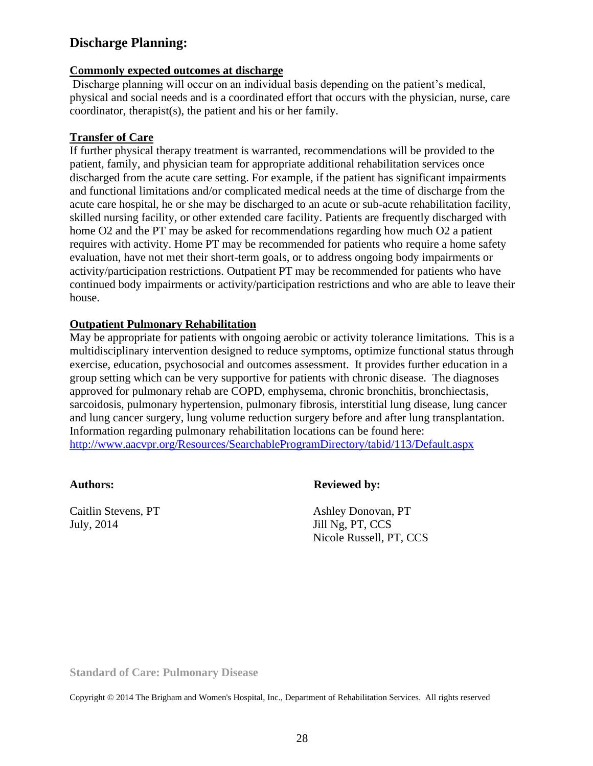## Discharge Planning:

### Commonly expected outcomes at discharge

Discharge planning will occur on an individual basis depending on the patient's medical, physical and social needs and is a coordinated effort that occurs with the physician, nurse, care coordinator, therapist(s), the patient and his or her family.

### Transfer of Care

If further physical therapy treatment is warranted, recommendations will be provided to the patient, family, and physician team for appropriate additional rehabilitation services once discharged from the acute care setting. For example, if the patient has significant impairments and functional limitations and/or complicated medical needs at the time of discharge from the acute care hospital, he or she may be discharged to an acute or sub-acute rehabilitation facility, skilled nursing facility, or other extended care facility. Patients are frequently discharged with home O2 and the PT may be asked for recommendations regarding how much O2 a patient requires with activity. Home PT may be recommended for patients who require a home safety evaluation, have not met their short-term goals, or to address ongoing body impairments or activity/participation restrictions. Outpatient PT may be recommended for patients who have continued body impairments or activity/participation restrictions and who are able to leave their house.

### Outpatient Pulmonary Rehabilitation

May be appropriate for patients with ongoing aerobic or activity tolerance limitations. This is a multidisciplinary intervention designed to reduce symptoms, optimize functional status through exercise, education, psychosocial and outcomes assessment. It provides further education in a group setting which can be very supportive for patients with chronic disease. The diagnoses approved for pulmonary rehab are COPD, emphysema, chronic bronchitis, bronchiectasis, sarcoidosis, pulmonary hypertension, pulmonary fibrosis, interstitial lung disease, lung cancer and lung cancer surgery, lung volume reduction surgery before and after lung transplantation. Information regarding pulmonary rehabilitation locations can be found here: http://www.aacvpr.org/Resources/SearchableProgramDirectory/tabid/113/Default.aspx

**Authors:**

Caitlin Stevens, PT
July, 2014

**Reviewed by:**

Ashley Donovan, PT
Jill Ng, PT, CCS
Nicole Russell, PT, CCS

**Standard of Care: Pulmonary Disease**

Copyright © 2014 The Brigham and Women's Hospital, Inc., Department of Rehabilitation Services. All rights reserved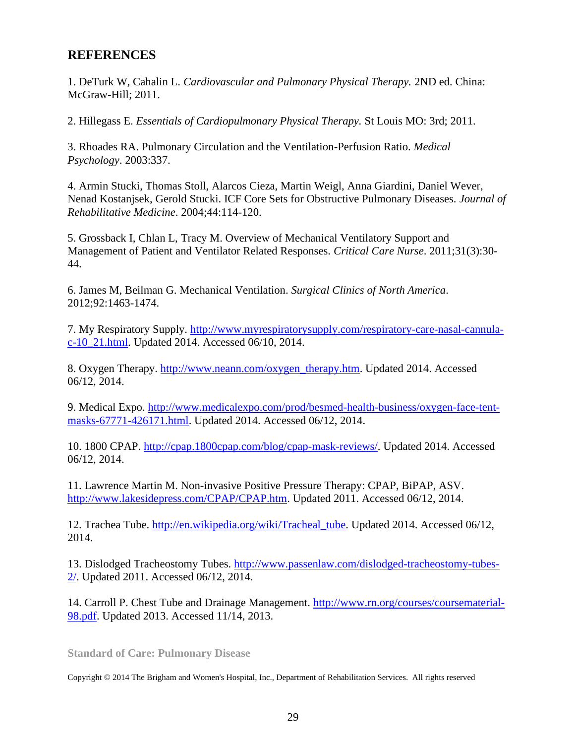## REFERENCES

1. DeTurk W, Cahalin L. *Cardiovascular and Pulmonary Physical Therapy.* 2ND ed. China: McGraw-Hill; 2011.

2. Hillegass E. *Essentials of Cardiopulmonary Physical Therapy.* St Louis MO: 3rd; 2011.

3. Rhoades RA. Pulmonary Circulation and the Ventilation-Perfusion Ratio. *Medical Psychology*. 2003:337.

4. Armin Stucki, Thomas Stoll, Alarcos Cieza, Martin Weigl, Anna Giardini, Daniel Wever, Nenad Kostanjsek, Gerold Stucki. ICF Core Sets for Obstructive Pulmonary Diseases. *Journal of Rehabilitative Medicine*. 2004;44:114-120.

5. Grossback I, Chlan L, Tracy M. Overview of Mechanical Ventilatory Support and Management of Patient and Ventilator Related Responses. *Critical Care Nurse*. 2011;31(3):30-44.

6. James M, Beilman G. Mechanical Ventilation. *Surgical Clinics of North America*. 2012;92:1463-1474.

7. My Respiratory Supply. http://www.myrespiratorysupply.com/respiratory-care-nasal-cannula-c-10_21.html. Updated 2014. Accessed 06/10, 2014.

8. Oxygen Therapy. http://www.neann.com/oxygen_therapy.htm. Updated 2014. Accessed 06/12, 2014.

9. Medical Expo. http://www.medicalexpo.com/prod/besmed-health-business/oxygen-face-tent-masks-67771-426171.html. Updated 2014. Accessed 06/12, 2014.

10. 1800 CPAP. http://cpap.1800cpap.com/blog/cpap-mask-reviews/. Updated 2014. Accessed 06/12, 2014.

11. Lawrence Martin M. Non-invasive Positive Pressure Therapy: CPAP, BiPAP, ASV. http://www.lakesidepress.com/CPAP/CPAP.htm. Updated 2011. Accessed 06/12, 2014.

12. Trachea Tube. http://en.wikipedia.org/wiki/Tracheal_tube. Updated 2014. Accessed 06/12, 2014.

13. Dislodged Tracheostomy Tubes. http://www.passenlaw.com/dislodged-tracheostomy-tubes-2/. Updated 2011. Accessed 06/12, 2014.

14. Carroll P. Chest Tube and Drainage Management. http://www.rn.org/courses/coursematerial-98.pdf. Updated 2013. Accessed 11/14, 2013.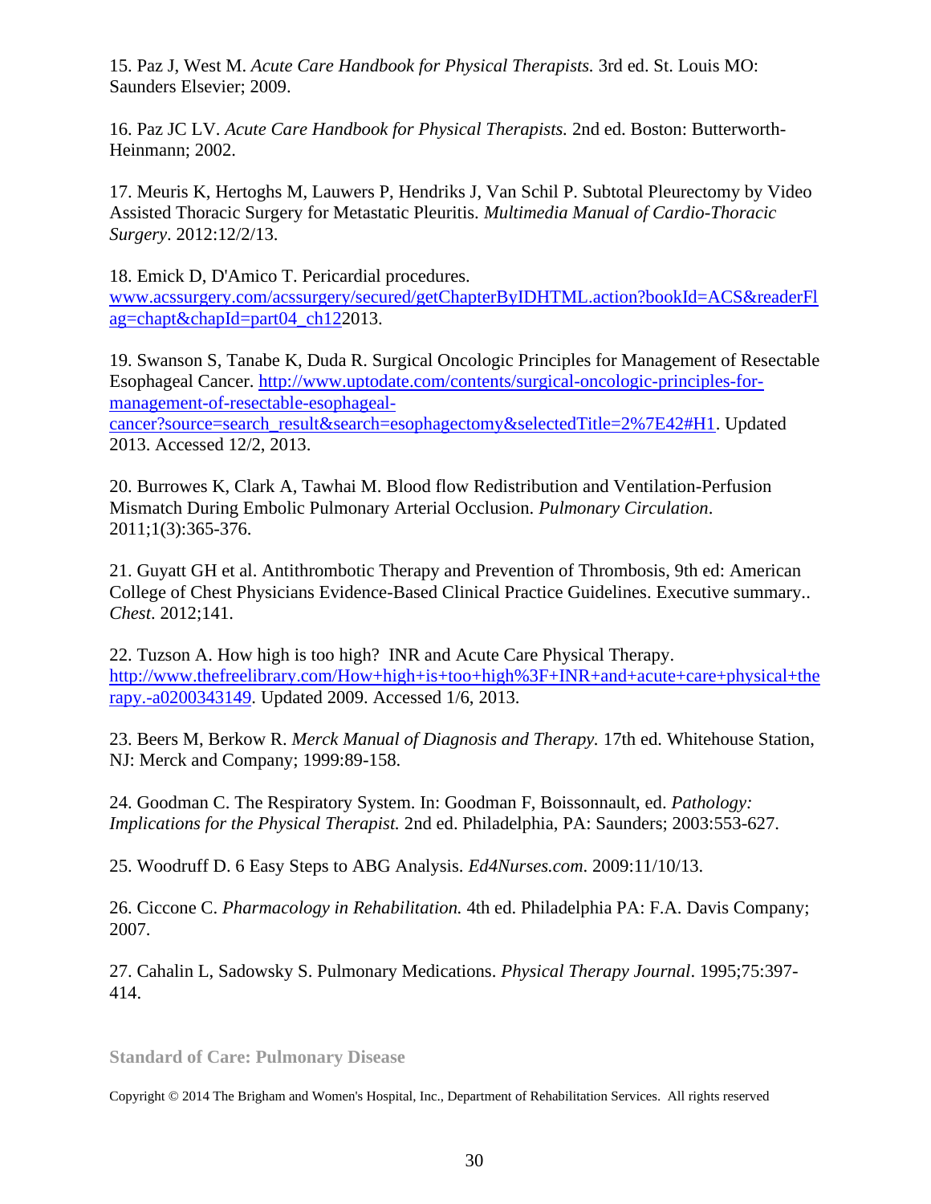15. Paz J, West M. *Acute Care Handbook for Physical Therapists.* 3rd ed. St. Louis MO: Saunders Elsevier; 2009.

16. Paz JC LV. *Acute Care Handbook for Physical Therapists.* 2nd ed. Boston: Butterworth-Heinmann; 2002.

17. Meuris K, Hertoghs M, Lauwers P, Hendriks J, Van Schil P. Subtotal Pleurectomy by Video Assisted Thoracic Surgery for Metastatic Pleuritis. *Multimedia Manual of Cardio-Thoracic Surgery*. 2012:12/2/13.

18. Emick D, D'Amico T. Pericardial procedures. [www.acssurgery.com/acssurgery/secured/getChapterByIDHTML.action?bookId=ACS&readerFlag=chapt&chapId=part04_ch12](www.acssurgery.com/acssurgery/secured/getChapterByIDHTML.action?bookId=ACS&readerFlag=chapt&chapId=part04_ch12)2013.

19. Swanson S, Tanabe K, Duda R. Surgical Oncologic Principles for Management of Resectable Esophageal Cancer. [http://www.uptodate.com/contents/surgical-oncologic-principles-for-management-of-resectable-esophageal-cancer?source=search_result&search=esophagectomy&selectedTitle=2%7E42#H1](http://www.uptodate.com/contents/surgical-oncologic-principles-for-management-of-resectable-esophageal-cancer?source=search_result&search=esophagectomy&selectedTitle=2%7E42#H1). Updated 2013. Accessed 12/2, 2013.

20. Burrowes K, Clark A, Tawhai M. Blood flow Redistribution and Ventilation-Perfusion Mismatch During Embolic Pulmonary Arterial Occlusion. *Pulmonary Circulation*. 2011;1(3):365-376.

21. Guyatt GH et al. Antithrombotic Therapy and Prevention of Thrombosis, 9th ed: American College of Chest Physicians Evidence-Based Clinical Practice Guidelines. Executive summary.. *Chest*. 2012;141.

22. Tuzson A. How high is too high? INR and Acute Care Physical Therapy. [http://www.thefreelibrary.com/How+high+is+too+high%3F+INR+and+acute+care+physical+therapy.-a0200343149](http://www.thefreelibrary.com/How+high+is+too+high%3F+INR+and+acute+care+physical+therapy.-a0200343149). Updated 2009. Accessed 1/6, 2013.

23. Beers M, Berkow R. *Merck Manual of Diagnosis and Therapy.* 17th ed. Whitehouse Station, NJ: Merck and Company; 1999:89-158.

24. Goodman C. The Respiratory System. In: Goodman F, Boissonnault, ed. *Pathology: Implications for the Physical Therapist.* 2nd ed. Philadelphia, PA: Saunders; 2003:553-627.

25. Woodruff D. 6 Easy Steps to ABG Analysis. *Ed4Nurses.com.* 2009:11/10/13.

26. Ciccone C. *Pharmacology in Rehabilitation.* 4th ed. Philadelphia PA: F.A. Davis Company; 2007.

27. Cahalin L, Sadowsky S. Pulmonary Medications. *Physical Therapy Journal*. 1995;75:397-414.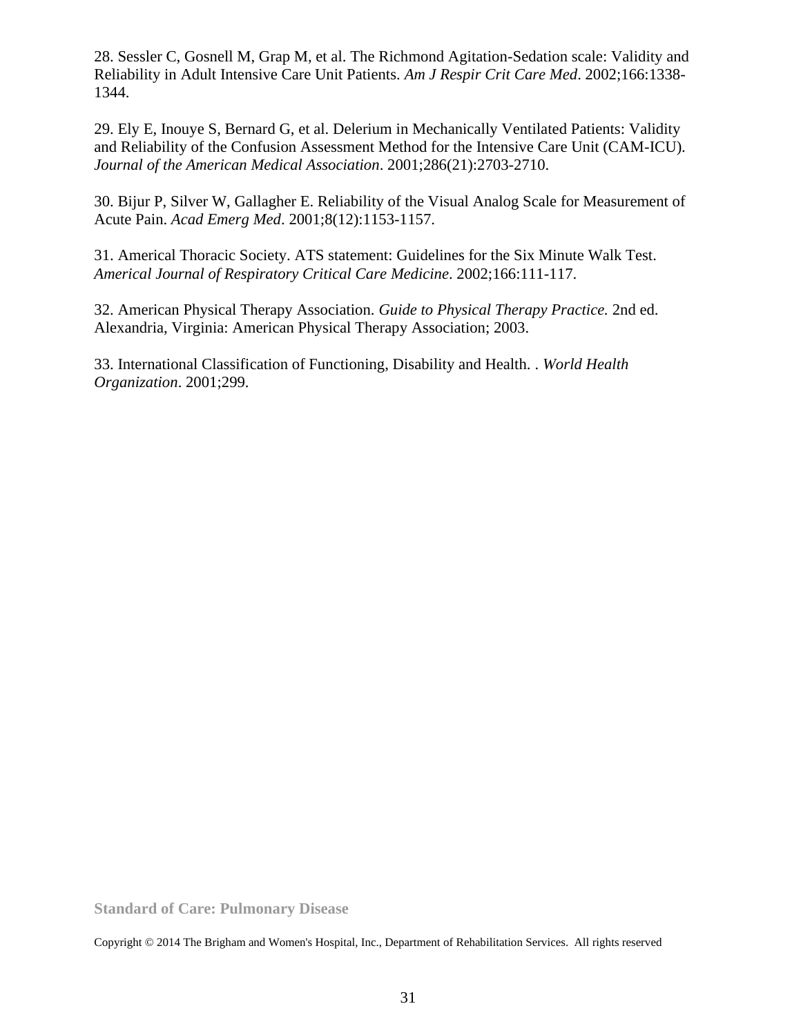28. Sessler C, Gosnell M, Grap M, et al. The Richmond Agitation-Sedation scale: Validity and Reliability in Adult Intensive Care Unit Patients. *Am J Respir Crit Care Med*. 2002;166:1338-1344.

29. Ely E, Inouye S, Bernard G, et al. Delerium in Mechanically Ventilated Patients: Validity and Reliability of the Confusion Assessment Method for the Intensive Care Unit (CAM-ICU). *Journal of the American Medical Association*. 2001;286(21):2703-2710.

30. Bijur P, Silver W, Gallagher E. Reliability of the Visual Analog Scale for Measurement of Acute Pain. *Acad Emerg Med*. 2001;8(12):1153-1157.

31. Americal Thoracic Society. ATS statement: Guidelines for the Six Minute Walk Test. *Americal Journal of Respiratory Critical Care Medicine*. 2002;166:111-117.

32. American Physical Therapy Association. *Guide to Physical Therapy Practice.* 2nd ed. Alexandria, Virginia: American Physical Therapy Association; 2003.

33. International Classification of Functioning, Disability and Health. . *World Health Organization*. 2001;299.